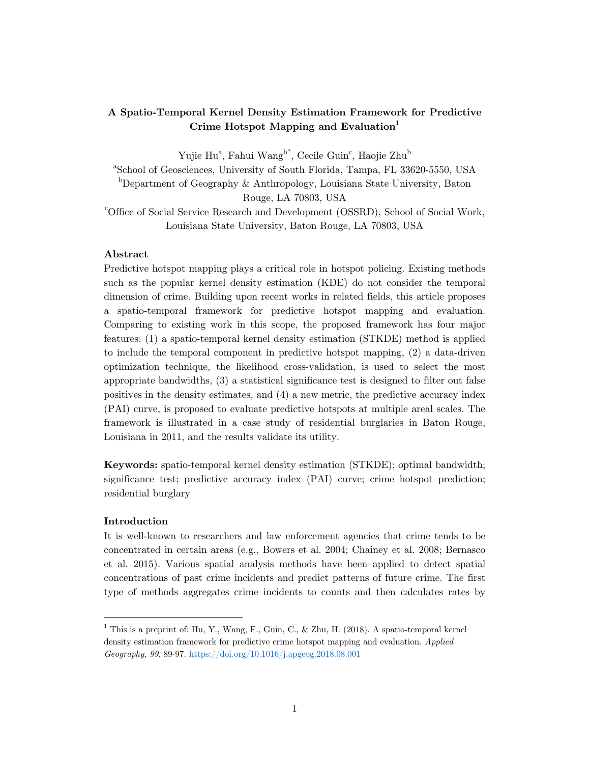# A Spatio-Temporal Kernel Density Estimation Framework for Predictive Crime Hotspot Mapping and Evaluation[1]

Yujie Hu[a], Fahui Wang[b*], Cecile Guin[c], Haojie Zhu[b]

[a]School of Geosciences, University of South Florida, Tampa, FL 33620-5550, USA

[b]Department of Geography & Anthropology, Louisiana State University, Baton Rouge, LA 70803, USA

[c]Office of Social Service Research and Development (OSSRD), School of Social Work, Louisiana State University, Baton Rouge, LA 70803, USA

## Abstract

Predictive hotspot mapping plays a critical role in hotspot policing. Existing methods such as the popular kernel density estimation (KDE) do not consider the temporal dimension of crime. Building upon recent works in related fields, this article proposes a spatio-temporal framework for predictive hotspot mapping and evaluation. Comparing to existing work in this scope, the proposed framework has four major features: (1) a spatio-temporal kernel density estimation (STKDE) method is applied to include the temporal component in predictive hotspot mapping, (2) a data-driven optimization technique, the likelihood cross-validation, is used to select the most appropriate bandwidths, (3) a statistical significance test is designed to filter out false positives in the density estimates, and (4) a new metric, the predictive accuracy index (PAI) curve, is proposed to evaluate predictive hotspots at multiple areal scales. The framework is illustrated in a case study of residential burglaries in Baton Rouge, Louisiana in 2011, and the results validate its utility.

**Keywords:** spatio-temporal kernel density estimation (STKDE); optimal bandwidth; significance test; predictive accuracy index (PAI) curve; crime hotspot prediction; residential burglary

## Introduction

It is well-known to researchers and law enforcement agencies that crime tends to be concentrated in certain areas (e.g., Bowers et al. 2004; Chainey et al. 2008; Bernasco et al. 2015). Various spatial analysis methods have been applied to detect spatial concentrations of past crime incidents and predict patterns of future crime. The first type of methods aggregates crime incidents to counts and then calculates rates by

---

[1] This is a preprint of: Hu, Y., Wang, F., Guin, C., & Zhu, H. (2018). A spatio-temporal kernel density estimation framework for predictive crime hotspot mapping and evaluation. *Applied Geography*, *99*, 89-97. https://doi.org/10.1016/j.apgeog.2018.08.001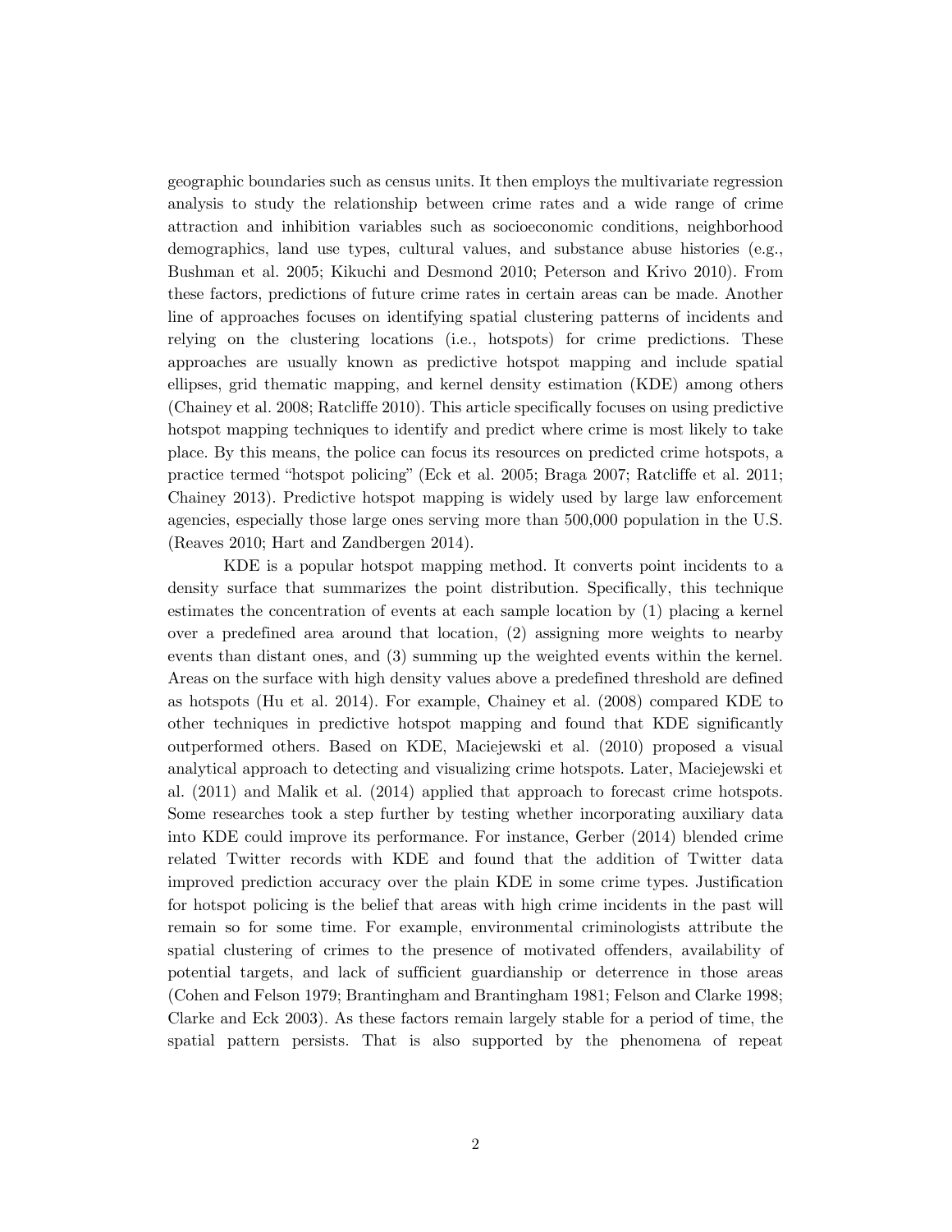geographic boundaries such as census units. It then employs the multivariate regression analysis to study the relationship between crime rates and a wide range of crime attraction and inhibition variables such as socioeconomic conditions, neighborhood demographics, land use types, cultural values, and substance abuse histories (e.g., Bushman et al. 2005; Kikuchi and Desmond 2010; Peterson and Krivo 2010). From these factors, predictions of future crime rates in certain areas can be made. Another line of approaches focuses on identifying spatial clustering patterns of incidents and relying on the clustering locations (i.e., hotspots) for crime predictions. These approaches are usually known as predictive hotspot mapping and include spatial ellipses, grid thematic mapping, and kernel density estimation (KDE) among others (Chainey et al. 2008; Ratcliffe 2010). This article specifically focuses on using predictive hotspot mapping techniques to identify and predict where crime is most likely to take place. By this means, the police can focus its resources on predicted crime hotspots, a practice termed "hotspot policing" (Eck et al. 2005; Braga 2007; Ratcliffe et al. 2011; Chainey 2013). Predictive hotspot mapping is widely used by large law enforcement agencies, especially those large ones serving more than 500,000 population in the U.S. (Reaves 2010; Hart and Zandbergen 2014).

KDE is a popular hotspot mapping method. It converts point incidents to a density surface that summarizes the point distribution. Specifically, this technique estimates the concentration of events at each sample location by (1) placing a kernel over a predefined area around that location, (2) assigning more weights to nearby events than distant ones, and (3) summing up the weighted events within the kernel. Areas on the surface with high density values above a predefined threshold are defined as hotspots (Hu et al. 2014). For example, Chainey et al. (2008) compared KDE to other techniques in predictive hotspot mapping and found that KDE significantly outperformed others. Based on KDE, Maciejewski et al. (2010) proposed a visual analytical approach to detecting and visualizing crime hotspots. Later, Maciejewski et al. (2011) and Malik et al. (2014) applied that approach to forecast crime hotspots. Some researches took a step further by testing whether incorporating auxiliary data into KDE could improve its performance. For instance, Gerber (2014) blended crime related Twitter records with KDE and found that the addition of Twitter data improved prediction accuracy over the plain KDE in some crime types. Justification for hotspot policing is the belief that areas with high crime incidents in the past will remain so for some time. For example, environmental criminologists attribute the spatial clustering of crimes to the presence of motivated offenders, availability of potential targets, and lack of sufficient guardianship or deterrence in those areas (Cohen and Felson 1979; Brantingham and Brantingham 1981; Felson and Clarke 1998; Clarke and Eck 2003). As these factors remain largely stable for a period of time, the spatial pattern persists. That is also supported by the phenomena of repeat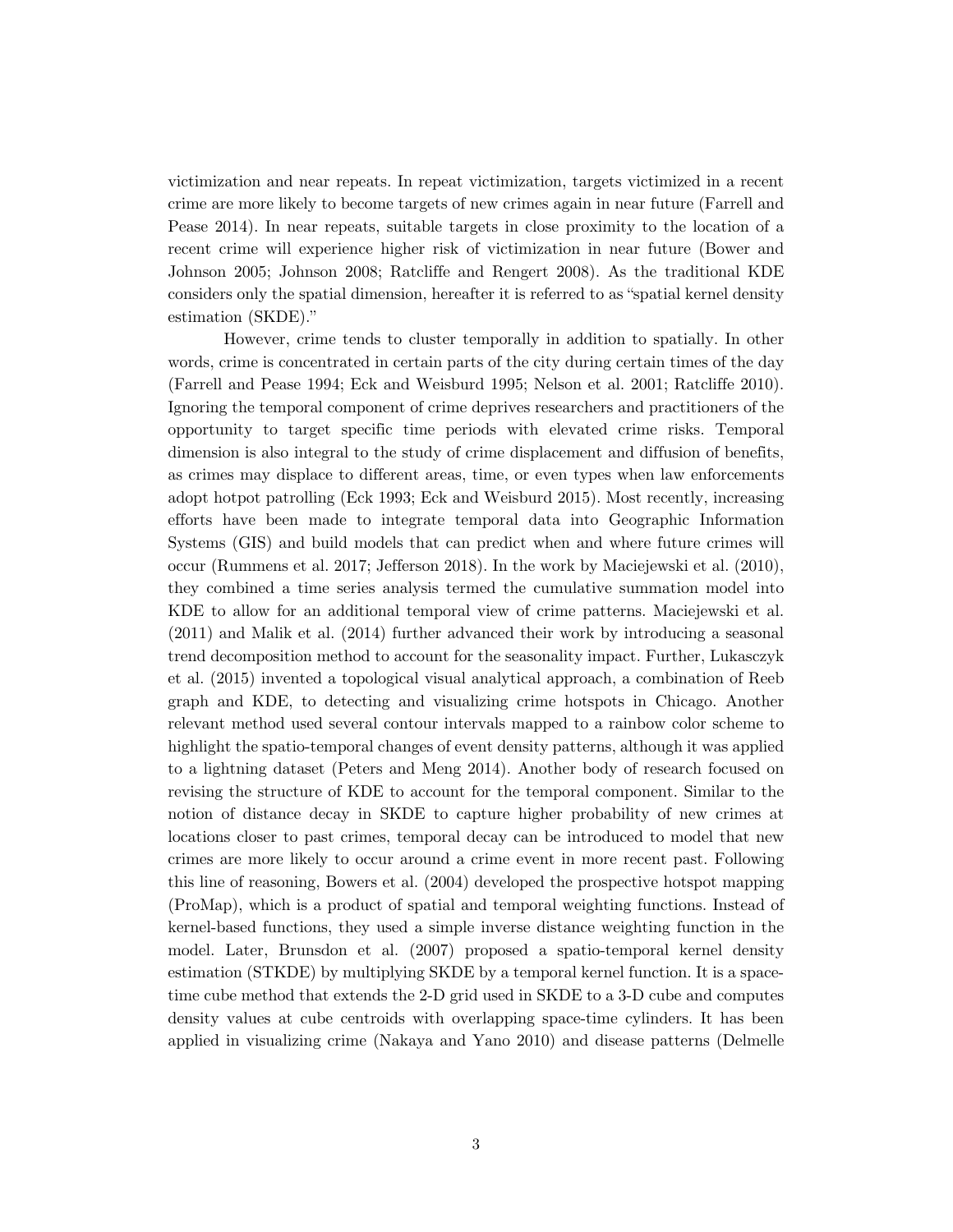victimization and near repeats. In repeat victimization, targets victimized in a recent crime are more likely to become targets of new crimes again in near future (Farrell and Pease 2014). In near repeats, suitable targets in close proximity to the location of a recent crime will experience higher risk of victimization in near future (Bower and Johnson 2005; Johnson 2008; Ratcliffe and Rengert 2008). As the traditional KDE considers only the spatial dimension, hereafter it is referred to as "spatial kernel density estimation (SKDE)."

However, crime tends to cluster temporally in addition to spatially. In other words, crime is concentrated in certain parts of the city during certain times of the day (Farrell and Pease 1994; Eck and Weisburd 1995; Nelson et al. 2001; Ratcliffe 2010). Ignoring the temporal component of crime deprives researchers and practitioners of the opportunity to target specific time periods with elevated crime risks. Temporal dimension is also integral to the study of crime displacement and diffusion of benefits, as crimes may displace to different areas, time, or even types when law enforcements adopt hotpot patrolling (Eck 1993; Eck and Weisburd 2015). Most recently, increasing efforts have been made to integrate temporal data into Geographic Information Systems (GIS) and build models that can predict when and where future crimes will occur (Rummens et al. 2017; Jefferson 2018). In the work by Maciejewski et al. (2010), they combined a time series analysis termed the cumulative summation model into KDE to allow for an additional temporal view of crime patterns. Maciejewski et al. (2011) and Malik et al. (2014) further advanced their work by introducing a seasonal trend decomposition method to account for the seasonality impact. Further, Lukasczyk et al. (2015) invented a topological visual analytical approach, a combination of Reeb graph and KDE, to detecting and visualizing crime hotspots in Chicago. Another relevant method used several contour intervals mapped to a rainbow color scheme to highlight the spatio-temporal changes of event density patterns, although it was applied to a lightning dataset (Peters and Meng 2014). Another body of research focused on revising the structure of KDE to account for the temporal component. Similar to the notion of distance decay in SKDE to capture higher probability of new crimes at locations closer to past crimes, temporal decay can be introduced to model that new crimes are more likely to occur around a crime event in more recent past. Following this line of reasoning, Bowers et al. (2004) developed the prospective hotspot mapping (ProMap), which is a product of spatial and temporal weighting functions. Instead of kernel-based functions, they used a simple inverse distance weighting function in the model. Later, Brunsdon et al. (2007) proposed a spatio-temporal kernel density estimation (STKDE) by multiplying SKDE by a temporal kernel function. It is a space-time cube method that extends the 2-D grid used in SKDE to a 3-D cube and computes density values at cube centroids with overlapping space-time cylinders. It has been applied in visualizing crime (Nakaya and Yano 2010) and disease patterns (Delmelle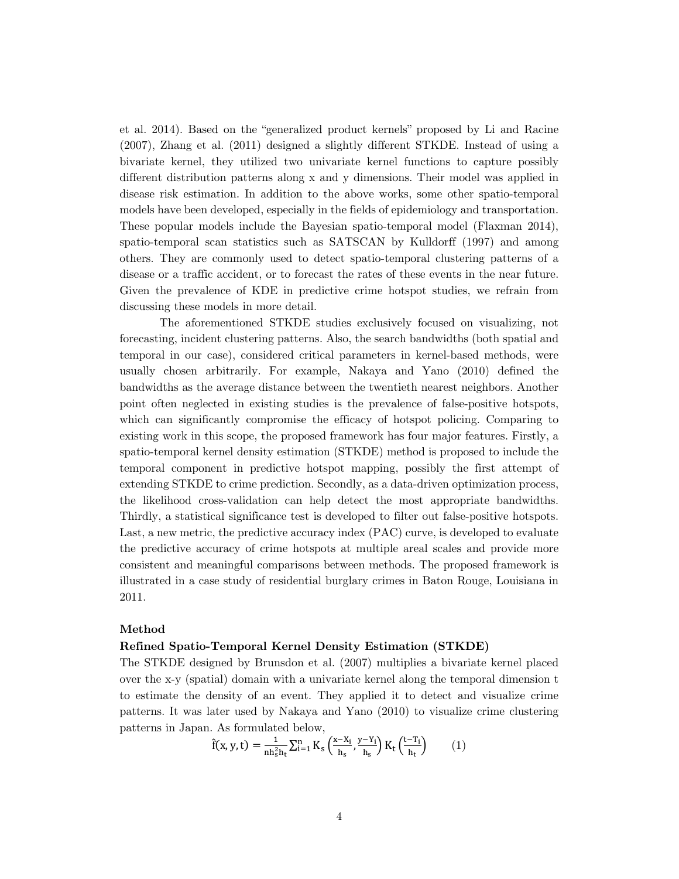et al. 2014). Based on the "generalized product kernels" proposed by Li and Racine (2007), Zhang et al. (2011) designed a slightly different STKDE. Instead of using a bivariate kernel, they utilized two univariate kernel functions to capture possibly different distribution patterns along x and y dimensions. Their model was applied in disease risk estimation. In addition to the above works, some other spatio-temporal models have been developed, especially in the fields of epidemiology and transportation. These popular models include the Bayesian spatio-temporal model (Flaxman 2014), spatio-temporal scan statistics such as SATSCAN by Kulldorff (1997) and among others. They are commonly used to detect spatio-temporal clustering patterns of a disease or a traffic accident, or to forecast the rates of these events in the near future. Given the prevalence of KDE in predictive crime hotspot studies, we refrain from discussing these models in more detail.

The aforementioned STKDE studies exclusively focused on visualizing, not forecasting, incident clustering patterns. Also, the search bandwidths (both spatial and temporal in our case), considered critical parameters in kernel-based methods, were usually chosen arbitrarily. For example, Nakaya and Yano (2010) defined the bandwidths as the average distance between the twentieth nearest neighbors. Another point often neglected in existing studies is the prevalence of false-positive hotspots, which can significantly compromise the efficacy of hotspot policing. Comparing to existing work in this scope, the proposed framework has four major features. Firstly, a spatio-temporal kernel density estimation (STKDE) method is proposed to include the temporal component in predictive hotspot mapping, possibly the first attempt of extending STKDE to crime prediction. Secondly, as a data-driven optimization process, the likelihood cross-validation can help detect the most appropriate bandwidths. Thirdly, a statistical significance test is developed to filter out false-positive hotspots. Last, a new metric, the predictive accuracy index (PAC) curve, is developed to evaluate the predictive accuracy of crime hotspots at multiple areal scales and provide more consistent and meaningful comparisons between methods. The proposed framework is illustrated in a case study of residential burglary crimes in Baton Rouge, Louisiana in 2011.

## Method

### Refined Spatio-Temporal Kernel Density Estimation (STKDE)

The STKDE designed by Brunsdon et al. (2007) multiplies a bivariate kernel placed over the x-y (spatial) domain with a univariate kernel along the temporal dimension t to estimate the density of an event. They applied it to detect and visualize crime patterns. It was later used by Nakaya and Yano (2010) to visualize crime clustering patterns in Japan. As formulated below,

$$\hat{f}(x, y, t) = \frac{1}{nh_s^2 h_t} \sum_{i=1}^{n} K_s\left(\frac{x - X_i}{h_s}, \frac{y - Y_i}{h_s}\right) K_t\left(\frac{t - T_i}{h_t}\right) \qquad (1)$$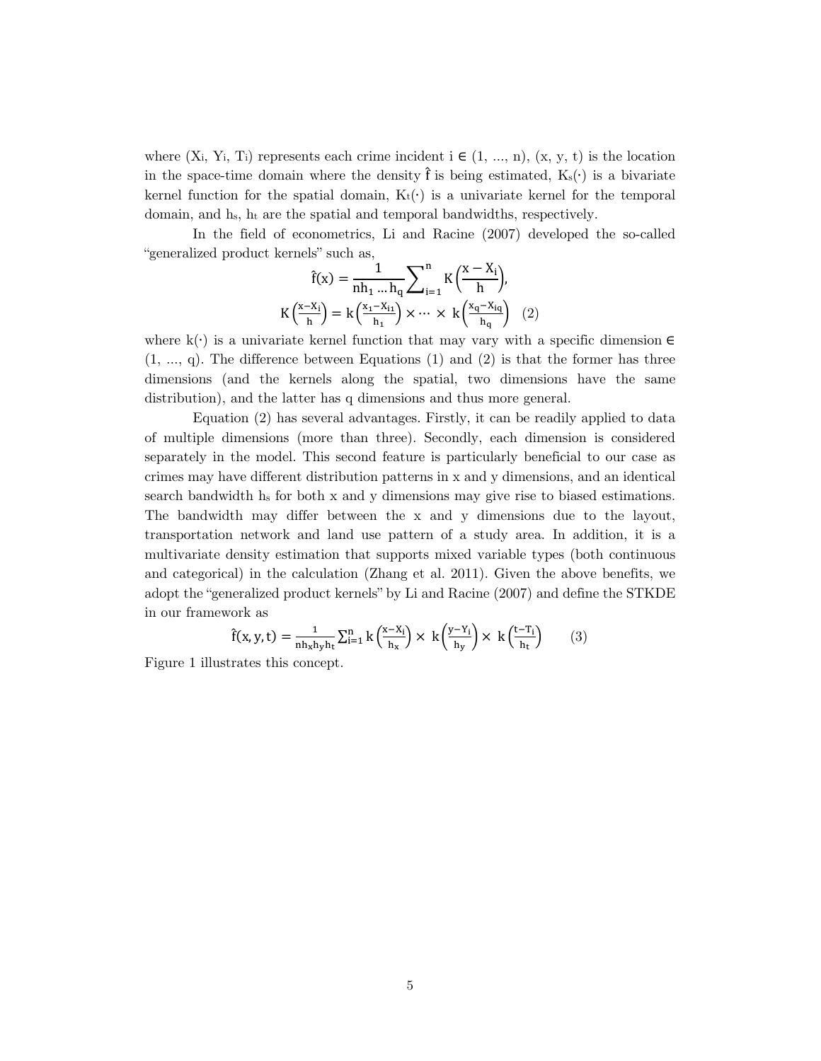where ($X_i$, $Y_i$, $T_i$) represents each crime incident i ∈ (1, ..., n), (x, y, t) is the location in the space-time domain where the density $\hat{f}$ is being estimated, $K_s(\cdot)$ is a bivariate kernel function for the spatial domain, $K_t(\cdot)$ is a univariate kernel for the temporal domain, and $h_s$, $h_t$ are the spatial and temporal bandwidths, respectively.

In the field of econometrics, Li and Racine (2007) developed the so-called "generalized product kernels" such as,

$$\hat{f}(x) = \frac{1}{nh_1 \ldots h_q} \sum_{i=1}^{n} K\left(\frac{x - X_i}{h}\right),$$

$$K\left(\frac{x - X_i}{h}\right) = k\left(\frac{x_1 - X_{i1}}{h_1}\right) \times \cdots \times k\left(\frac{x_q - X_{iq}}{h_q}\right) \quad (2)$$

where $k(\cdot)$ is a univariate kernel function that may vary with a specific dimension ∈ (1, ..., q). The difference between Equations (1) and (2) is that the former has three dimensions (and the kernels along the spatial, two dimensions have the same distribution), and the latter has q dimensions and thus more general.

Equation (2) has several advantages. Firstly, it can be readily applied to data of multiple dimensions (more than three). Secondly, each dimension is considered separately in the model. This second feature is particularly beneficial to our case as crimes may have different distribution patterns in x and y dimensions, and an identical search bandwidth $h_s$ for both x and y dimensions may give rise to biased estimations. The bandwidth may differ between the x and y dimensions due to the layout, transportation network and land use pattern of a study area. In addition, it is a multivariate density estimation that supports mixed variable types (both continuous and categorical) in the calculation (Zhang et al. 2011). Given the above benefits, we adopt the "generalized product kernels" by Li and Racine (2007) and define the STKDE in our framework as

$$\hat{f}(x, y, t) = \frac{1}{nh_x h_y h_t} \sum_{i=1}^{n} k\left(\frac{x - X_i}{h_x}\right) \times k\left(\frac{y - Y_i}{h_y}\right) \times k\left(\frac{t - T_i}{h_t}\right) \quad (3)$$

Figure 1 illustrates this concept.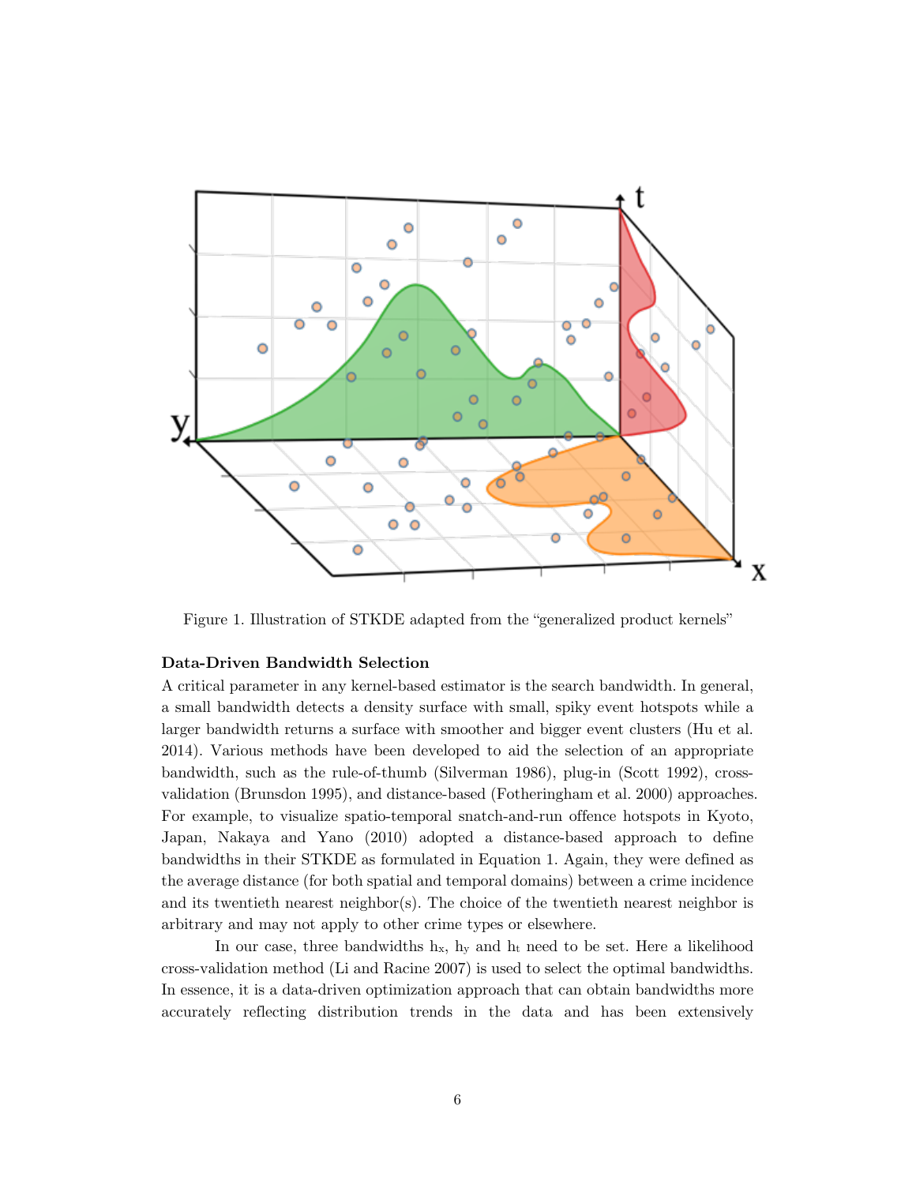Figure 1. Illustration of STKDE adapted from the "generalized product kernels"

**Data-Driven Bandwidth Selection**

A critical parameter in any kernel-based estimator is the search bandwidth. In general, a small bandwidth detects a density surface with small, spiky event hotspots while a larger bandwidth returns a surface with smoother and bigger event clusters (Hu et al. 2014). Various methods have been developed to aid the selection of an appropriate bandwidth, such as the rule-of-thumb (Silverman 1986), plug-in (Scott 1992), cross-validation (Brunsdon 1995), and distance-based (Fotheringham et al. 2000) approaches. For example, to visualize spatio-temporal snatch-and-run offence hotspots in Kyoto, Japan, Nakaya and Yano (2010) adopted a distance-based approach to define bandwidths in their STKDE as formulated in Equation 1. Again, they were defined as the average distance (for both spatial and temporal domains) between a crime incidence and its twentieth nearest neighbor(s). The choice of the twentieth nearest neighbor is arbitrary and may not apply to other crime types or elsewhere.

In our case, three bandwidths $h_x$, $h_y$ and $h_t$ need to be set. Here a likelihood cross-validation method (Li and Racine 2007) is used to select the optimal bandwidths. In essence, it is a data-driven optimization approach that can obtain bandwidths more accurately reflecting distribution trends in the data and has been extensively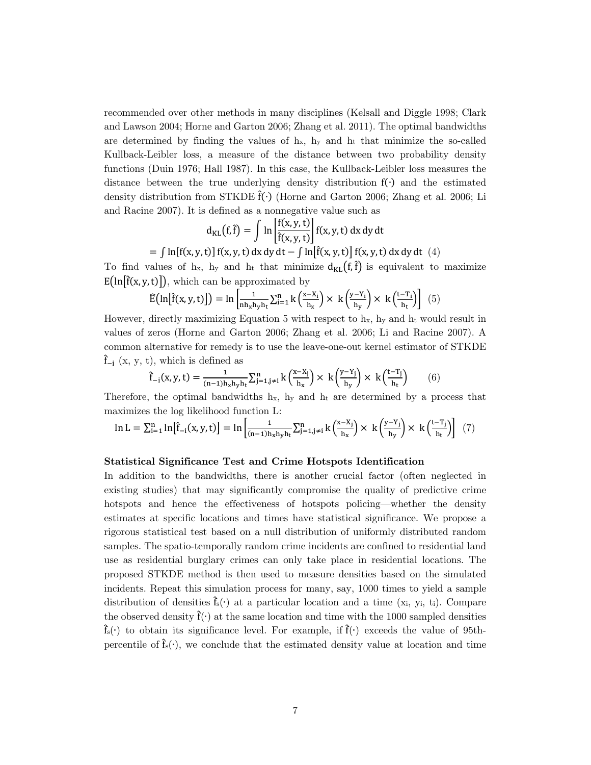recommended over other methods in many disciplines (Kelsall and Diggle 1998; Clark and Lawson 2004; Horne and Garton 2006; Zhang et al. 2011). The optimal bandwidths are determined by finding the values of $h_x$, $h_y$ and $h_t$ that minimize the so-called Kullback-Leibler loss, a measure of the distance between two probability density functions (Duin 1976; Hall 1987). In this case, the Kullback-Leibler loss measures the distance between the true underlying density distribution $f(\cdot)$ and the estimated density distribution from STKDE $\hat{f}(\cdot)$ (Horne and Garton 2006; Zhang et al. 2006; Li and Racine 2007). It is defined as a nonnegative value such as

$$d_{KL}(f, \hat{f}) = \int \ln\left[\frac{f(x,y,t)}{\hat{f}(x,y,t)}\right] f(x,y,t)\, dx\, dy\, dt$$

$$= \int \ln[f(x,y,t)]\, f(x,y,t)\, dx\, dy\, dt - \int \ln[\hat{f}(x,y,t)]\, f(x,y,t)\, dx\, dy\, dt \quad (4)$$

To find values of $h_x$, $h_y$ and $h_t$ that minimize $d_{KL}(f, \hat{f})$ is equivalent to maximize $E(\ln[\hat{f}(x,y,t)])$, which can be approximated by

$$\hat{E}(\ln[\hat{f}(x,y,t)]) = \ln\left[\frac{1}{nh_xh_yh_t}\sum_{i=1}^{n} k\left(\frac{x-X_i}{h_x}\right) \times k\left(\frac{y-Y_i}{h_y}\right) \times k\left(\frac{t-T_i}{h_t}\right)\right] \quad (5)$$

However, directly maximizing Equation 5 with respect to $h_x$, $h_y$ and $h_t$ would result in values of zeros (Horne and Garton 2006; Zhang et al. 2006; Li and Racine 2007). A common alternative for remedy is to use the leave-one-out kernel estimator of STKDE $\hat{f}_{-i}$ (x, y, t), which is defined as

$$\hat{f}_{-i}(x,y,t) = \frac{1}{(n-1)h_xh_yh_t}\sum_{j=1, j\neq i}^{n} k\left(\frac{x-X_j}{h_x}\right) \times k\left(\frac{y-Y_j}{h_y}\right) \times k\left(\frac{t-T_j}{h_t}\right) \quad (6)$$

Therefore, the optimal bandwidths $h_x$, $h_y$ and $h_t$ are determined by a process that maximizes the log likelihood function L:

$$\ln L = \sum_{i=1}^{n} \ln[\hat{f}_{-i}(x,y,t)] = \ln\left[\frac{1}{(n-1)h_xh_yh_t}\sum_{j=1, j\neq i}^{n} k\left(\frac{x-X_j}{h_x}\right) \times k\left(\frac{y-Y_j}{h_y}\right) \times k\left(\frac{t-T_j}{h_t}\right)\right] \quad (7)$$

**Statistical Significance Test and Crime Hotspots Identification**

In addition to the bandwidths, there is another crucial factor (often neglected in existing studies) that may significantly compromise the quality of predictive crime hotspots and hence the effectiveness of hotspots policing—whether the density estimates at specific locations and times have statistical significance. We propose a rigorous statistical test based on a null distribution of uniformly distributed random samples. The spatio-temporally random crime incidents are confined to residential land use as residential burglary crimes can only take place in residential locations. The proposed STKDE method is then used to measure densities based on the simulated incidents. Repeat this simulation process for many, say, 1000 times to yield a sample distribution of densities $\hat{f}_s(\cdot)$ at a particular location and a time ($x_i$, $y_i$, $t_i$). Compare the observed density $\hat{f}(\cdot)$ at the same location and time with the 1000 sampled densities $\hat{f}_s(\cdot)$ to obtain its significance level. For example, if $\hat{f}(\cdot)$ exceeds the value of 95th-percentile of $\hat{f}_s(\cdot)$, we conclude that the estimated density value at location and time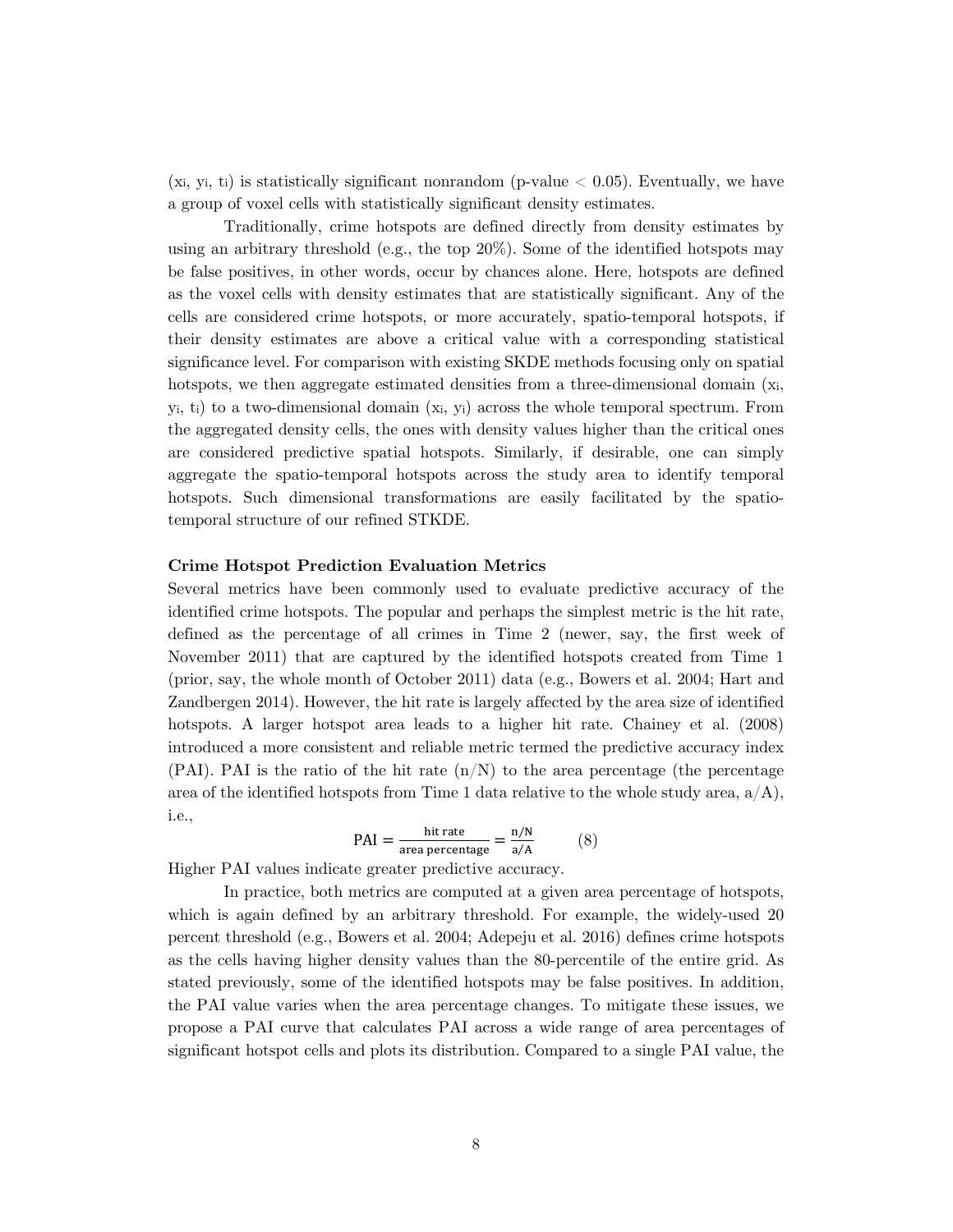($x_i$, $y_i$, $t_i$) is statistically significant nonrandom (p-value $< 0.05$). Eventually, we have a group of voxel cells with statistically significant density estimates.

Traditionally, crime hotspots are defined directly from density estimates by using an arbitrary threshold (e.g., the top 20%). Some of the identified hotspots may be false positives, in other words, occur by chances alone. Here, hotspots are defined as the voxel cells with density estimates that are statistically significant. Any of the cells are considered crime hotspots, or more accurately, spatio-temporal hotspots, if their density estimates are above a critical value with a corresponding statistical significance level. For comparison with existing SKDE methods focusing only on spatial hotspots, we then aggregate estimated densities from a three-dimensional domain ($x_i$, $y_i$, $t_i$) to a two-dimensional domain ($x_i$, $y_i$) across the whole temporal spectrum. From the aggregated density cells, the ones with density values higher than the critical ones are considered predictive spatial hotspots. Similarly, if desirable, one can simply aggregate the spatio-temporal hotspots across the study area to identify temporal hotspots. Such dimensional transformations are easily facilitated by the spatio-temporal structure of our refined STKDE.

### Crime Hotspot Prediction Evaluation Metrics

Several metrics have been commonly used to evaluate predictive accuracy of the identified crime hotspots. The popular and perhaps the simplest metric is the hit rate, defined as the percentage of all crimes in Time 2 (newer, say, the first week of November 2011) that are captured by the identified hotspots created from Time 1 (prior, say, the whole month of October 2011) data (e.g., Bowers et al. 2004; Hart and Zandbergen 2014). However, the hit rate is largely affected by the area size of identified hotspots. A larger hotspot area leads to a higher hit rate. Chainey et al. (2008) introduced a more consistent and reliable metric termed the predictive accuracy index (PAI). PAI is the ratio of the hit rate ($n/N$) to the area percentage (the percentage area of the identified hotspots from Time 1 data relative to the whole study area, $a/A$), i.e.,

$$\text{PAI} = \frac{\text{hit rate}}{\text{area percentage}} = \frac{n/N}{a/A} \qquad (8)$$

Higher PAI values indicate greater predictive accuracy.

In practice, both metrics are computed at a given area percentage of hotspots, which is again defined by an arbitrary threshold. For example, the widely-used 20 percent threshold (e.g., Bowers et al. 2004; Adepeju et al. 2016) defines crime hotspots as the cells having higher density values than the 80-percentile of the entire grid. As stated previously, some of the identified hotspots may be false positives. In addition, the PAI value varies when the area percentage changes. To mitigate these issues, we propose a PAI curve that calculates PAI across a wide range of area percentages of significant hotspot cells and plots its distribution. Compared to a single PAI value, the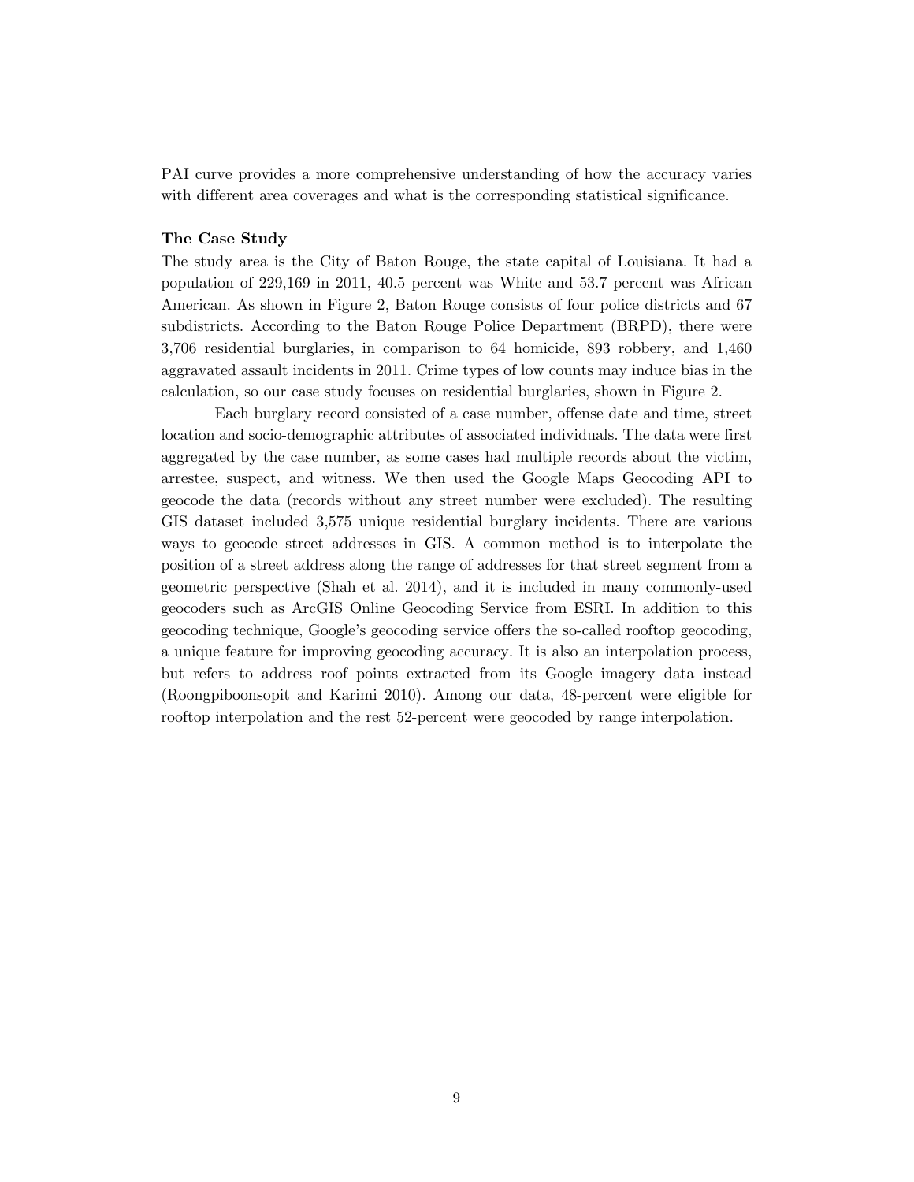PAI curve provides a more comprehensive understanding of how the accuracy varies with different area coverages and what is the corresponding statistical significance.

**The Case Study**

The study area is the City of Baton Rouge, the state capital of Louisiana. It had a population of 229,169 in 2011, 40.5 percent was White and 53.7 percent was African American. As shown in Figure 2, Baton Rouge consists of four police districts and 67 subdistricts. According to the Baton Rouge Police Department (BRPD), there were 3,706 residential burglaries, in comparison to 64 homicide, 893 robbery, and 1,460 aggravated assault incidents in 2011. Crime types of low counts may induce bias in the calculation, so our case study focuses on residential burglaries, shown in Figure 2.

Each burglary record consisted of a case number, offense date and time, street location and socio-demographic attributes of associated individuals. The data were first aggregated by the case number, as some cases had multiple records about the victim, arrestee, suspect, and witness. We then used the Google Maps Geocoding API to geocode the data (records without any street number were excluded). The resulting GIS dataset included 3,575 unique residential burglary incidents. There are various ways to geocode street addresses in GIS. A common method is to interpolate the position of a street address along the range of addresses for that street segment from a geometric perspective (Shah et al. 2014), and it is included in many commonly-used geocoders such as ArcGIS Online Geocoding Service from ESRI. In addition to this geocoding technique, Google's geocoding service offers the so-called rooftop geocoding, a unique feature for improving geocoding accuracy. It is also an interpolation process, but refers to address roof points extracted from its Google imagery data instead (Roongpiboonsopit and Karimi 2010). Among our data, 48-percent were eligible for rooftop interpolation and the rest 52-percent were geocoded by range interpolation.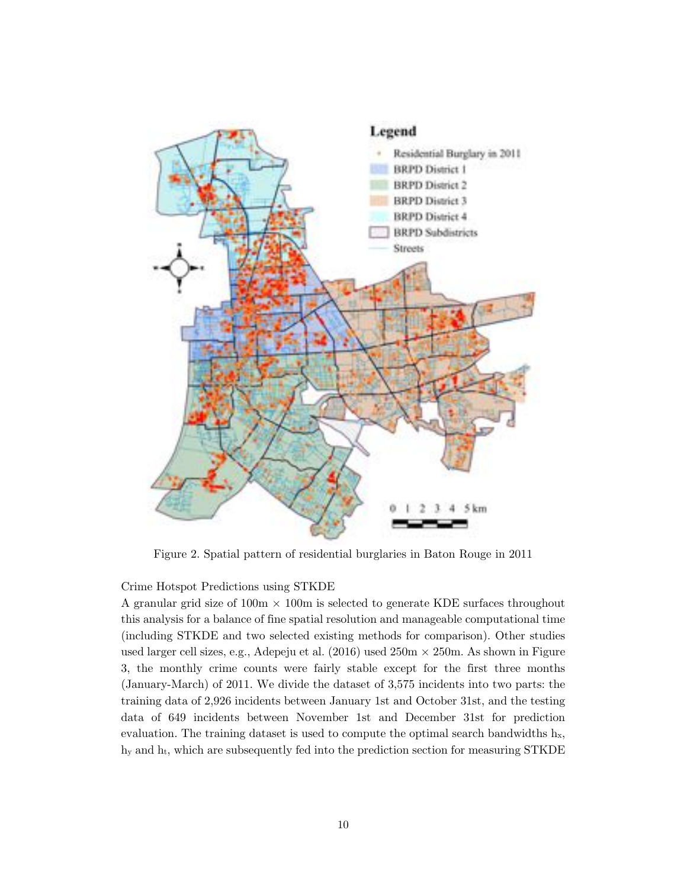Figure 2. Spatial pattern of residential burglaries in Baton Rouge in 2011

Crime Hotspot Predictions using STKDE

A granular grid size of 100m × 100m is selected to generate KDE surfaces throughout this analysis for a balance of fine spatial resolution and manageable computational time (including STKDE and two selected existing methods for comparison). Other studies used larger cell sizes, e.g., Adepeju et al. (2016) used 250m × 250m. As shown in Figure 3, the monthly crime counts were fairly stable except for the first three months (January-March) of 2011. We divide the dataset of 3,575 incidents into two parts: the training data of 2,926 incidents between January 1st and October 31st, and the testing data of 649 incidents between November 1st and December 31st for prediction evaluation. The training dataset is used to compute the optimal search bandwidths $h_x$, $h_y$ and $h_t$, which are subsequently fed into the prediction section for measuring STKDE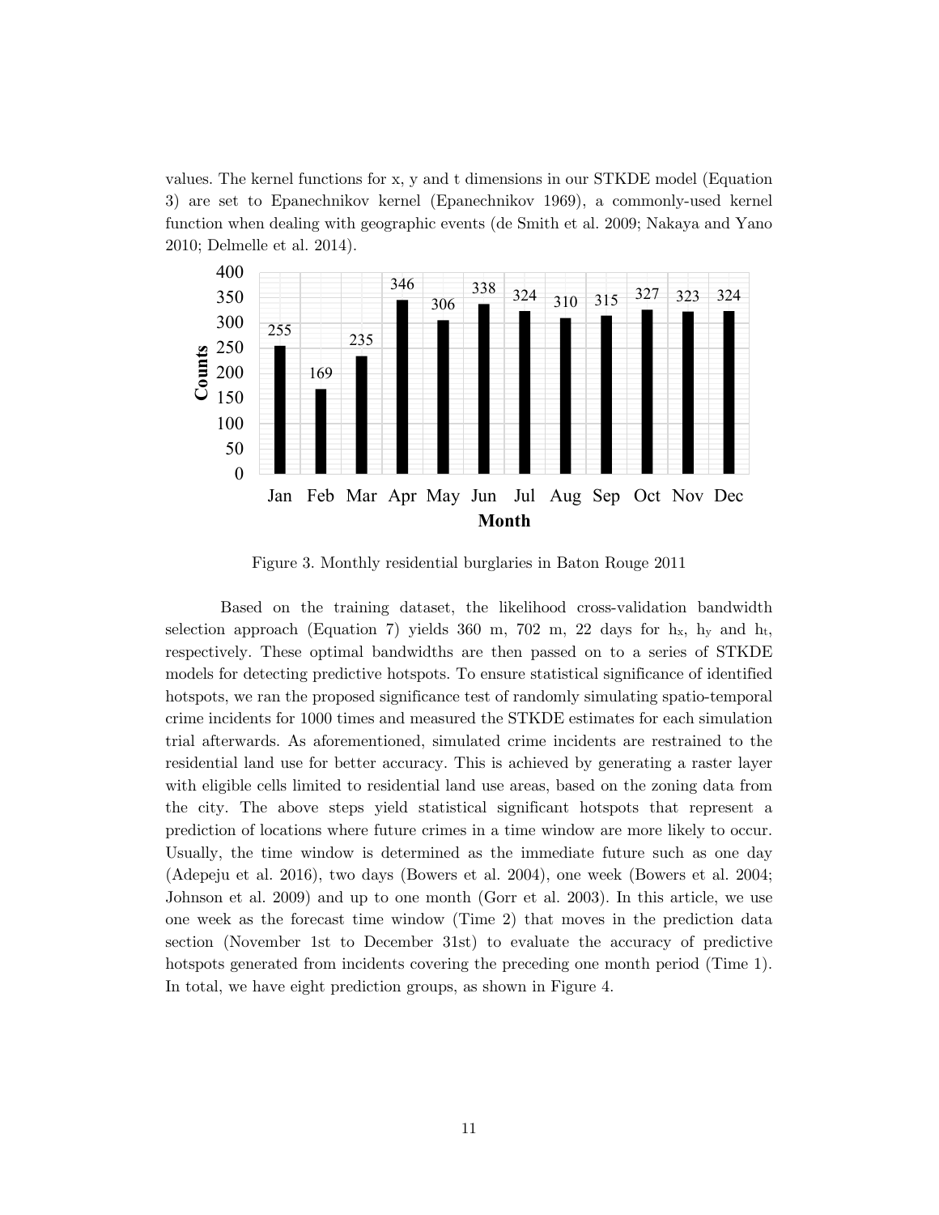values. The kernel functions for x, y and t dimensions in our STKDE model (Equation 3) are set to Epanechnikov kernel (Epanechnikov 1969), a commonly-used kernel function when dealing with geographic events (de Smith et al. 2009; Nakaya and Yano 2010; Delmelle et al. 2014).

| Month | Counts |
| --- | --- |
| Jan | 255 |
| Feb | 169 |
| Mar | 235 |
| Apr | 346 |
| May | 306 |
| Jun | 338 |
| Jul | 324 |
| Aug | 310 |
| Sep | 315 |
| Oct | 327 |
| Nov | 323 |
| Dec | 324 |

Figure 3. Monthly residential burglaries in Baton Rouge 2011

Based on the training dataset, the likelihood cross-validation bandwidth selection approach (Equation 7) yields 360 m, 702 m, 22 days for $h_x$, $h_y$ and $h_t$, respectively. These optimal bandwidths are then passed on to a series of STKDE models for detecting predictive hotspots. To ensure statistical significance of identified hotspots, we ran the proposed significance test of randomly simulating spatio-temporal crime incidents for 1000 times and measured the STKDE estimates for each simulation trial afterwards. As aforementioned, simulated crime incidents are restrained to the residential land use for better accuracy. This is achieved by generating a raster layer with eligible cells limited to residential land use areas, based on the zoning data from the city. The above steps yield statistical significant hotspots that represent a prediction of locations where future crimes in a time window are more likely to occur. Usually, the time window is determined as the immediate future such as one day (Adepeju et al. 2016), two days (Bowers et al. 2004), one week (Bowers et al. 2004; Johnson et al. 2009) and up to one month (Gorr et al. 2003). In this article, we use one week as the forecast time window (Time 2) that moves in the prediction data section (November 1st to December 31st) to evaluate the accuracy of predictive hotspots generated from incidents covering the preceding one month period (Time 1). In total, we have eight prediction groups, as shown in Figure 4.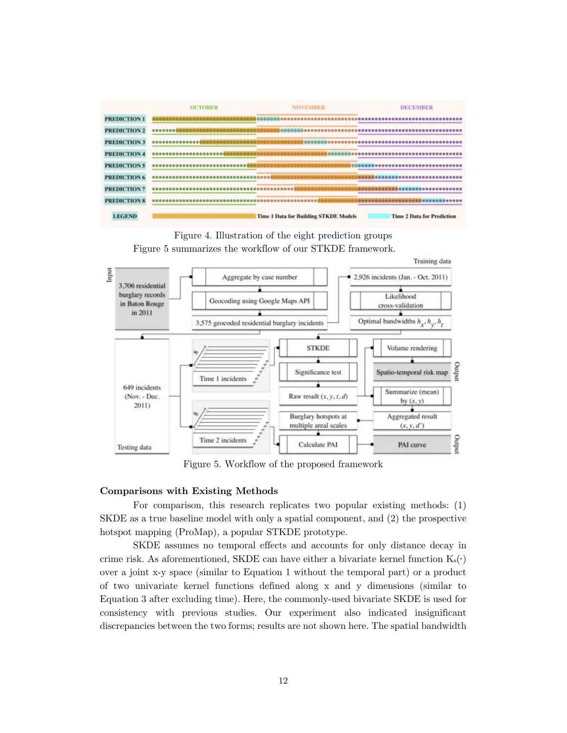Figure 4. Illustration of the eight prediction groups

Figure 5 summarizes the workflow of our STKDE framework.

Figure 5. Workflow of the proposed framework

### Comparisons with Existing Methods

For comparison, this research replicates two popular existing methods: (1) SKDE as a true baseline model with only a spatial component, and (2) the prospective hotspot mapping (ProMap), a popular STKDE prototype.

SKDE assumes no temporal effects and accounts for only distance decay in crime risk. As aforementioned, SKDE can have either a bivariate kernel function $K_s(\cdot)$ over a joint x-y space (similar to Equation 1 without the temporal part) or a product of two univariate kernel functions defined along x and y dimensions (similar to Equation 3 after excluding time). Here, the commonly-used bivariate SKDE is used for consistency with previous studies. Our experiment also indicated insignificant discrepancies between the two forms; results are not shown here. The spatial bandwidth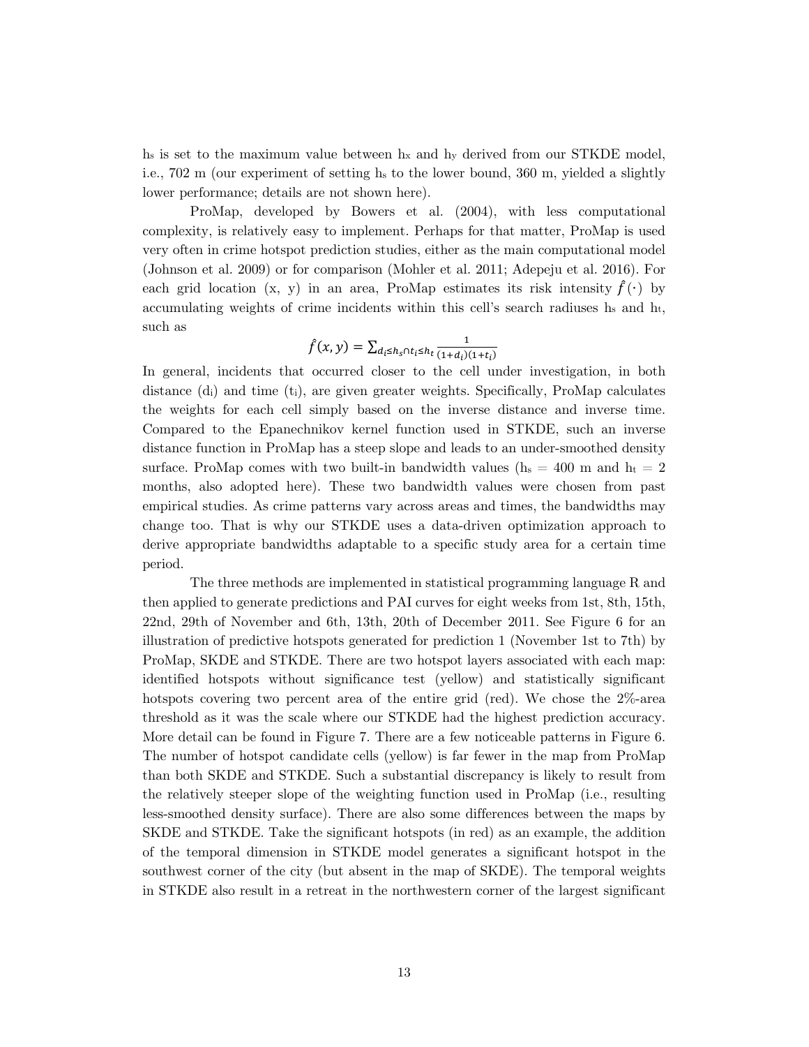$h_s$ is set to the maximum value between $h_x$ and $h_y$ derived from our STKDE model, i.e., 702 m (our experiment of setting $h_s$ to the lower bound, 360 m, yielded a slightly lower performance; details are not shown here).

ProMap, developed by Bowers et al. (2004), with less computational complexity, is relatively easy to implement. Perhaps for that matter, ProMap is used very often in crime hotspot prediction studies, either as the main computational model (Johnson et al. 2009) or for comparison (Mohler et al. 2011; Adepeju et al. 2016). For each grid location (x, y) in an area, ProMap estimates its risk intensity $\hat{f}(\cdot)$ by accumulating weights of crime incidents within this cell's search radiuses $h_s$ and $h_t$, such as

$$\hat{f}(x, y) = \sum_{d_i \le h_s \cap t_i \le h_t} \frac{1}{(1+d_i)(1+t_i)}$$

In general, incidents that occurred closer to the cell under investigation, in both distance ($d_i$) and time ($t_i$), are given greater weights. Specifically, ProMap calculates the weights for each cell simply based on the inverse distance and inverse time. Compared to the Epanechnikov kernel function used in STKDE, such an inverse distance function in ProMap has a steep slope and leads to an under-smoothed density surface. ProMap comes with two built-in bandwidth values ($h_s$ = 400 m and $h_t$ = 2 months, also adopted here). These two bandwidth values were chosen from past empirical studies. As crime patterns vary across areas and times, the bandwidths may change too. That is why our STKDE uses a data-driven optimization approach to derive appropriate bandwidths adaptable to a specific study area for a certain time period.

The three methods are implemented in statistical programming language R and then applied to generate predictions and PAI curves for eight weeks from 1st, 8th, 15th, 22nd, 29th of November and 6th, 13th, 20th of December 2011. See Figure 6 for an illustration of predictive hotspots generated for prediction 1 (November 1st to 7th) by ProMap, SKDE and STKDE. There are two hotspot layers associated with each map: identified hotspots without significance test (yellow) and statistically significant hotspots covering two percent area of the entire grid (red). We chose the 2%-area threshold as it was the scale where our STKDE had the highest prediction accuracy. More detail can be found in Figure 7. There are a few noticeable patterns in Figure 6. The number of hotspot candidate cells (yellow) is far fewer in the map from ProMap than both SKDE and STKDE. Such a substantial discrepancy is likely to result from the relatively steeper slope of the weighting function used in ProMap (i.e., resulting less-smoothed density surface). There are also some differences between the maps by SKDE and STKDE. Take the significant hotspots (in red) as an example, the addition of the temporal dimension in STKDE model generates a significant hotspot in the southwest corner of the city (but absent in the map of SKDE). The temporal weights in STKDE also result in a retreat in the northwestern corner of the largest significant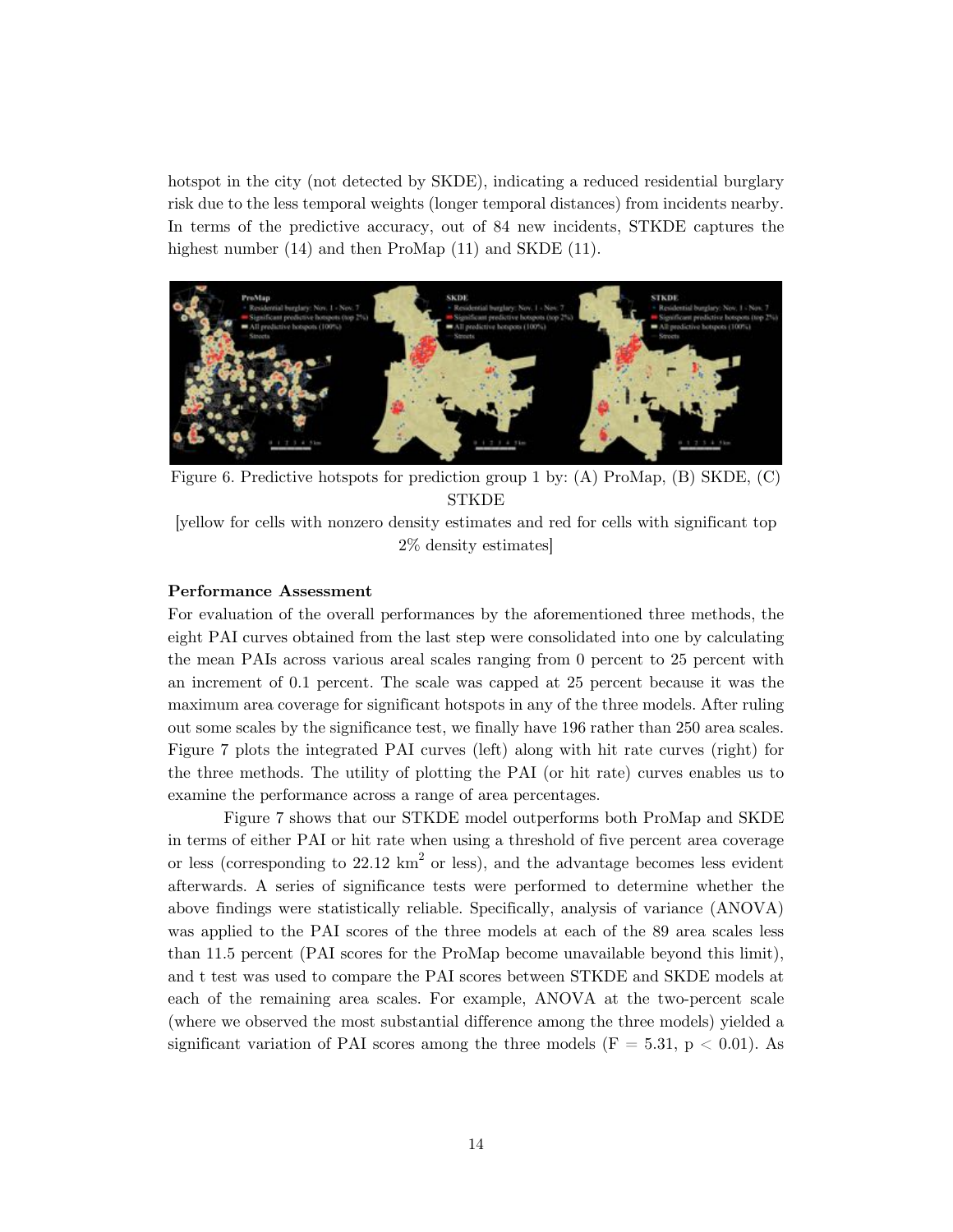hotspot in the city (not detected by SKDE), indicating a reduced residential burglary risk due to the less temporal weights (longer temporal distances) from incidents nearby. In terms of the predictive accuracy, out of 84 new incidents, STKDE captures the highest number (14) and then ProMap (11) and SKDE (11).

Figure 6. Predictive hotspots for prediction group 1 by: (A) ProMap, (B) SKDE, (C) STKDE

[yellow for cells with nonzero density estimates and red for cells with significant top 2% density estimates]

**Performance Assessment**

For evaluation of the overall performances by the aforementioned three methods, the eight PAI curves obtained from the last step were consolidated into one by calculating the mean PAIs across various areal scales ranging from 0 percent to 25 percent with an increment of 0.1 percent. The scale was capped at 25 percent because it was the maximum area coverage for significant hotspots in any of the three models. After ruling out some scales by the significance test, we finally have 196 rather than 250 area scales. Figure 7 plots the integrated PAI curves (left) along with hit rate curves (right) for the three methods. The utility of plotting the PAI (or hit rate) curves enables us to examine the performance across a range of area percentages.

Figure 7 shows that our STKDE model outperforms both ProMap and SKDE in terms of either PAI or hit rate when using a threshold of five percent area coverage or less (corresponding to 22.12 $km^2$ or less), and the advantage becomes less evident afterwards. A series of significance tests were performed to determine whether the above findings were statistically reliable. Specifically, analysis of variance (ANOVA) was applied to the PAI scores of the three models at each of the 89 area scales less than 11.5 percent (PAI scores for the ProMap become unavailable beyond this limit), and t test was used to compare the PAI scores between STKDE and SKDE models at each of the remaining area scales. For example, ANOVA at the two-percent scale (where we observed the most substantial difference among the three models) yielded a significant variation of PAI scores among the three models ($F = 5.31$, $p < 0.01$). As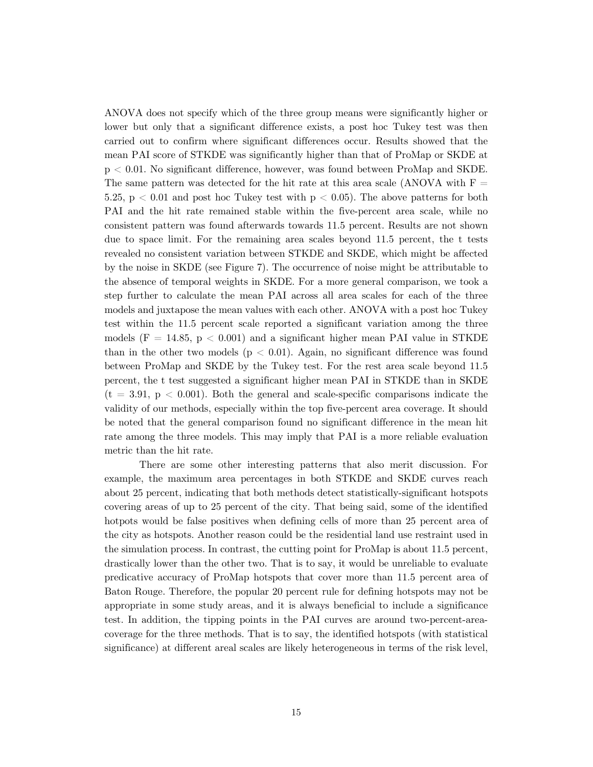ANOVA does not specify which of the three group means were significantly higher or lower but only that a significant difference exists, a post hoc Tukey test was then carried out to confirm where significant differences occur. Results showed that the mean PAI score of STKDE was significantly higher than that of ProMap or SKDE at $p < 0.01$. No significant difference, however, was found between ProMap and SKDE. The same pattern was detected for the hit rate at this area scale (ANOVA with $F = 5.25$, $p < 0.01$ and post hoc Tukey test with $p < 0.05$). The above patterns for both PAI and the hit rate remained stable within the five-percent area scale, while no consistent pattern was found afterwards towards 11.5 percent. Results are not shown due to space limit. For the remaining area scales beyond 11.5 percent, the t tests revealed no consistent variation between STKDE and SKDE, which might be affected by the noise in SKDE (see Figure 7). The occurrence of noise might be attributable to the absence of temporal weights in SKDE. For a more general comparison, we took a step further to calculate the mean PAI across all area scales for each of the three models and juxtapose the mean values with each other. ANOVA with a post hoc Tukey test within the 11.5 percent scale reported a significant variation among the three models ($F = 14.85$, $p < 0.001$) and a significant higher mean PAI value in STKDE than in the other two models ($p < 0.01$). Again, no significant difference was found between ProMap and SKDE by the Tukey test. For the rest area scale beyond 11.5 percent, the t test suggested a significant higher mean PAI in STKDE than in SKDE ($t = 3.91$, $p < 0.001$). Both the general and scale-specific comparisons indicate the validity of our methods, especially within the top five-percent area coverage. It should be noted that the general comparison found no significant difference in the mean hit rate among the three models. This may imply that PAI is a more reliable evaluation metric than the hit rate.

There are some other interesting patterns that also merit discussion. For example, the maximum area percentages in both STKDE and SKDE curves reach about 25 percent, indicating that both methods detect statistically-significant hotspots covering areas of up to 25 percent of the city. That being said, some of the identified hotpots would be false positives when defining cells of more than 25 percent area of the city as hotspots. Another reason could be the residential land use restraint used in the simulation process. In contrast, the cutting point for ProMap is about 11.5 percent, drastically lower than the other two. That is to say, it would be unreliable to evaluate predicative accuracy of ProMap hotspots that cover more than 11.5 percent area of Baton Rouge. Therefore, the popular 20 percent rule for defining hotspots may not be appropriate in some study areas, and it is always beneficial to include a significance test. In addition, the tipping points in the PAI curves are around two-percent-area-coverage for the three methods. That is to say, the identified hotspots (with statistical significance) at different areal scales are likely heterogeneous in terms of the risk level,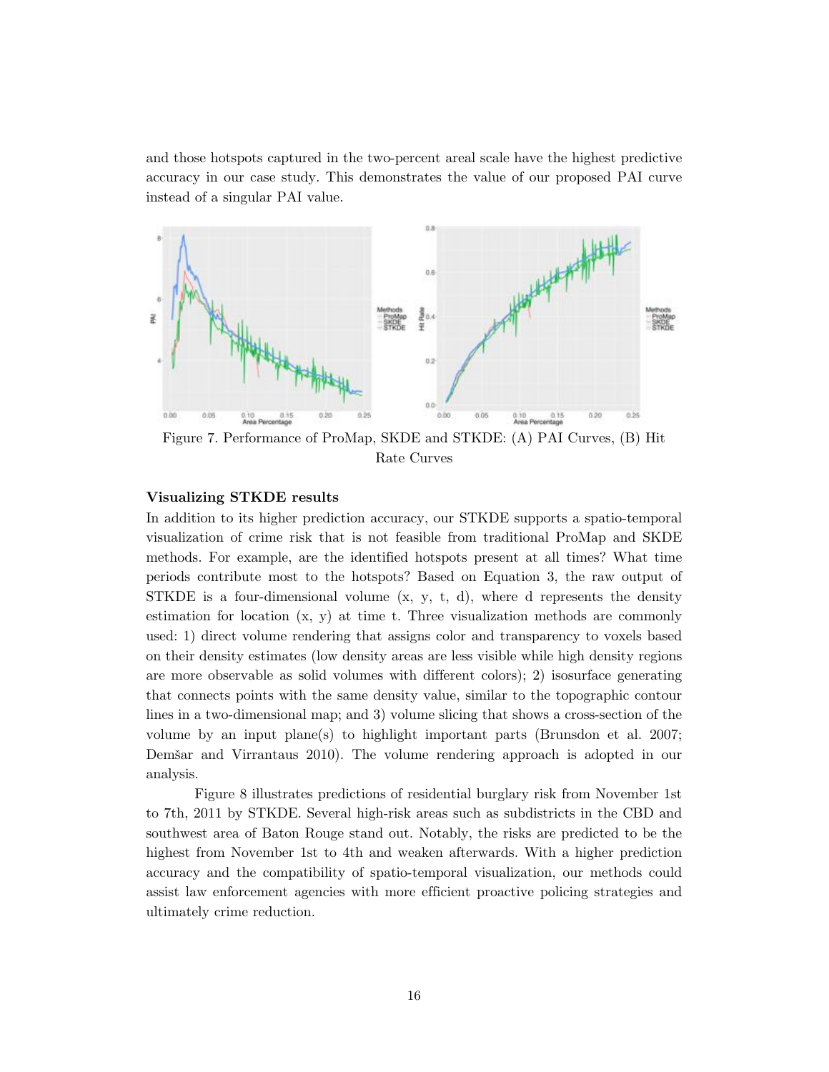and those hotspots captured in the two-percent areal scale have the highest predictive accuracy in our case study. This demonstrates the value of our proposed PAI curve instead of a singular PAI value.

Figure 7. Performance of ProMap, SKDE and STKDE: (A) PAI Curves, (B) Hit Rate Curves

**Visualizing STKDE results**

In addition to its higher prediction accuracy, our STKDE supports a spatio-temporal visualization of crime risk that is not feasible from traditional ProMap and SKDE methods. For example, are the identified hotspots present at all times? What time periods contribute most to the hotspots? Based on Equation 3, the raw output of STKDE is a four-dimensional volume (x, y, t, d), where d represents the density estimation for location (x, y) at time t. Three visualization methods are commonly used: 1) direct volume rendering that assigns color and transparency to voxels based on their density estimates (low density areas are less visible while high density regions are more observable as solid volumes with different colors); 2) isosurface generating that connects points with the same density value, similar to the topographic contour lines in a two-dimensional map; and 3) volume slicing that shows a cross-section of the volume by an input plane(s) to highlight important parts (Brunsdon et al. 2007; Demšar and Virrantaus 2010). The volume rendering approach is adopted in our analysis.

Figure 8 illustrates predictions of residential burglary risk from November 1st to 7th, 2011 by STKDE. Several high-risk areas such as subdistricts in the CBD and southwest area of Baton Rouge stand out. Notably, the risks are predicted to be the highest from November 1st to 4th and weaken afterwards. With a higher prediction accuracy and the compatibility of spatio-temporal visualization, our methods could assist law enforcement agencies with more efficient proactive policing strategies and ultimately crime reduction.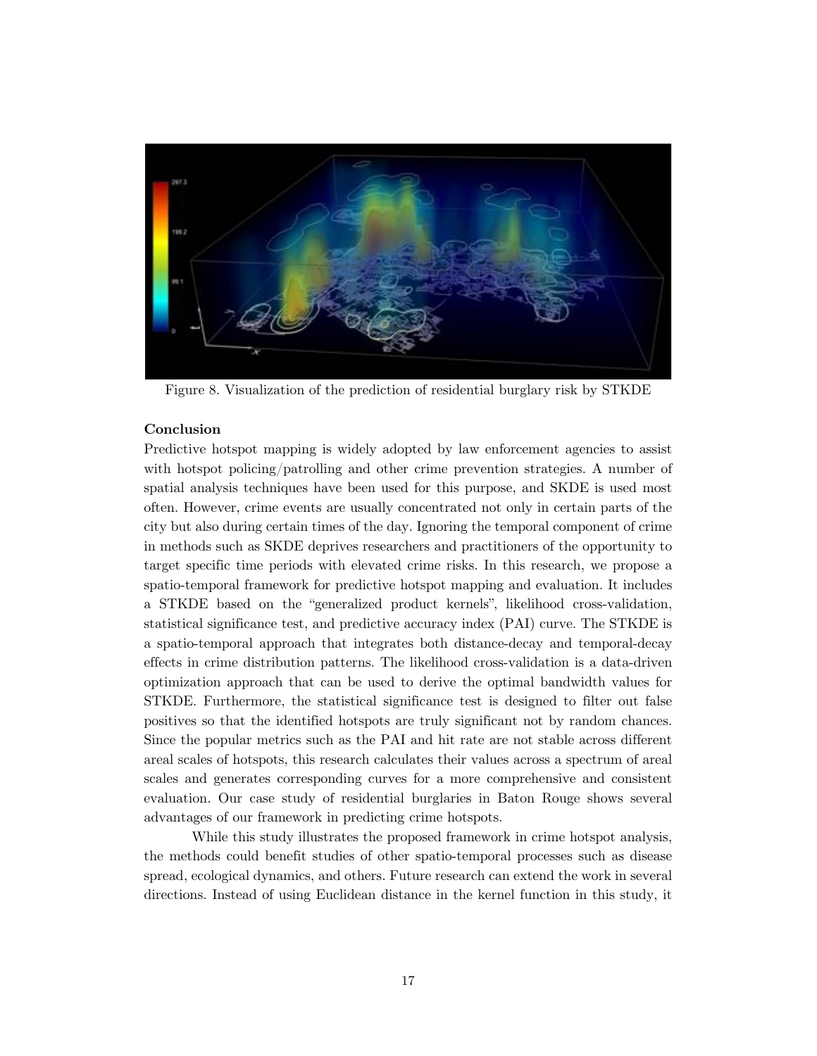Figure 8. Visualization of the prediction of residential burglary risk by STKDE

**Conclusion**

Predictive hotspot mapping is widely adopted by law enforcement agencies to assist with hotspot policing/patrolling and other crime prevention strategies. A number of spatial analysis techniques have been used for this purpose, and SKDE is used most often. However, crime events are usually concentrated not only in certain parts of the city but also during certain times of the day. Ignoring the temporal component of crime in methods such as SKDE deprives researchers and practitioners of the opportunity to target specific time periods with elevated crime risks. In this research, we propose a spatio-temporal framework for predictive hotspot mapping and evaluation. It includes a STKDE based on the "generalized product kernels", likelihood cross-validation, statistical significance test, and predictive accuracy index (PAI) curve. The STKDE is a spatio-temporal approach that integrates both distance-decay and temporal-decay effects in crime distribution patterns. The likelihood cross-validation is a data-driven optimization approach that can be used to derive the optimal bandwidth values for STKDE. Furthermore, the statistical significance test is designed to filter out false positives so that the identified hotspots are truly significant not by random chances. Since the popular metrics such as the PAI and hit rate are not stable across different areal scales of hotspots, this research calculates their values across a spectrum of areal scales and generates corresponding curves for a more comprehensive and consistent evaluation. Our case study of residential burglaries in Baton Rouge shows several advantages of our framework in predicting crime hotspots.

While this study illustrates the proposed framework in crime hotspot analysis, the methods could benefit studies of other spatio-temporal processes such as disease spread, ecological dynamics, and others. Future research can extend the work in several directions. Instead of using Euclidean distance in the kernel function in this study, it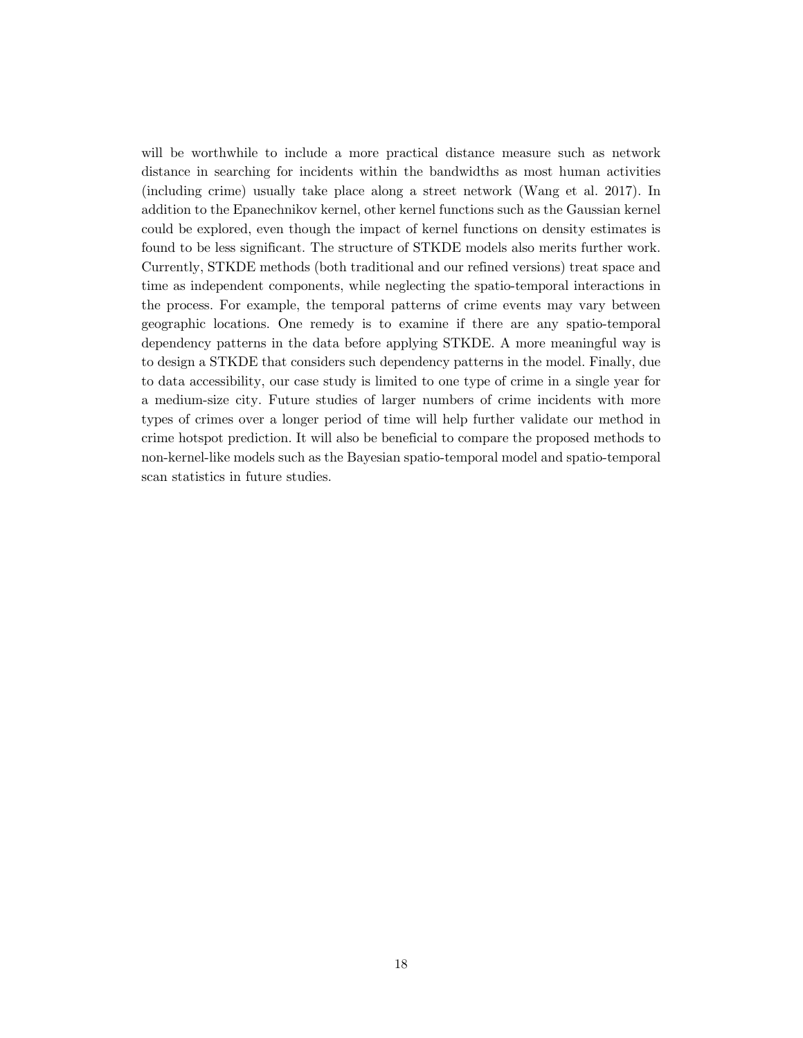will be worthwhile to include a more practical distance measure such as network distance in searching for incidents within the bandwidths as most human activities (including crime) usually take place along a street network (Wang et al. 2017). In addition to the Epanechnikov kernel, other kernel functions such as the Gaussian kernel could be explored, even though the impact of kernel functions on density estimates is found to be less significant. The structure of STKDE models also merits further work. Currently, STKDE methods (both traditional and our refined versions) treat space and time as independent components, while neglecting the spatio-temporal interactions in the process. For example, the temporal patterns of crime events may vary between geographic locations. One remedy is to examine if there are any spatio-temporal dependency patterns in the data before applying STKDE. A more meaningful way is to design a STKDE that considers such dependency patterns in the model. Finally, due to data accessibility, our case study is limited to one type of crime in a single year for a medium-size city. Future studies of larger numbers of crime incidents with more types of crimes over a longer period of time will help further validate our method in crime hotspot prediction. It will also be beneficial to compare the proposed methods to non-kernel-like models such as the Bayesian spatio-temporal model and spatio-temporal scan statistics in future studies.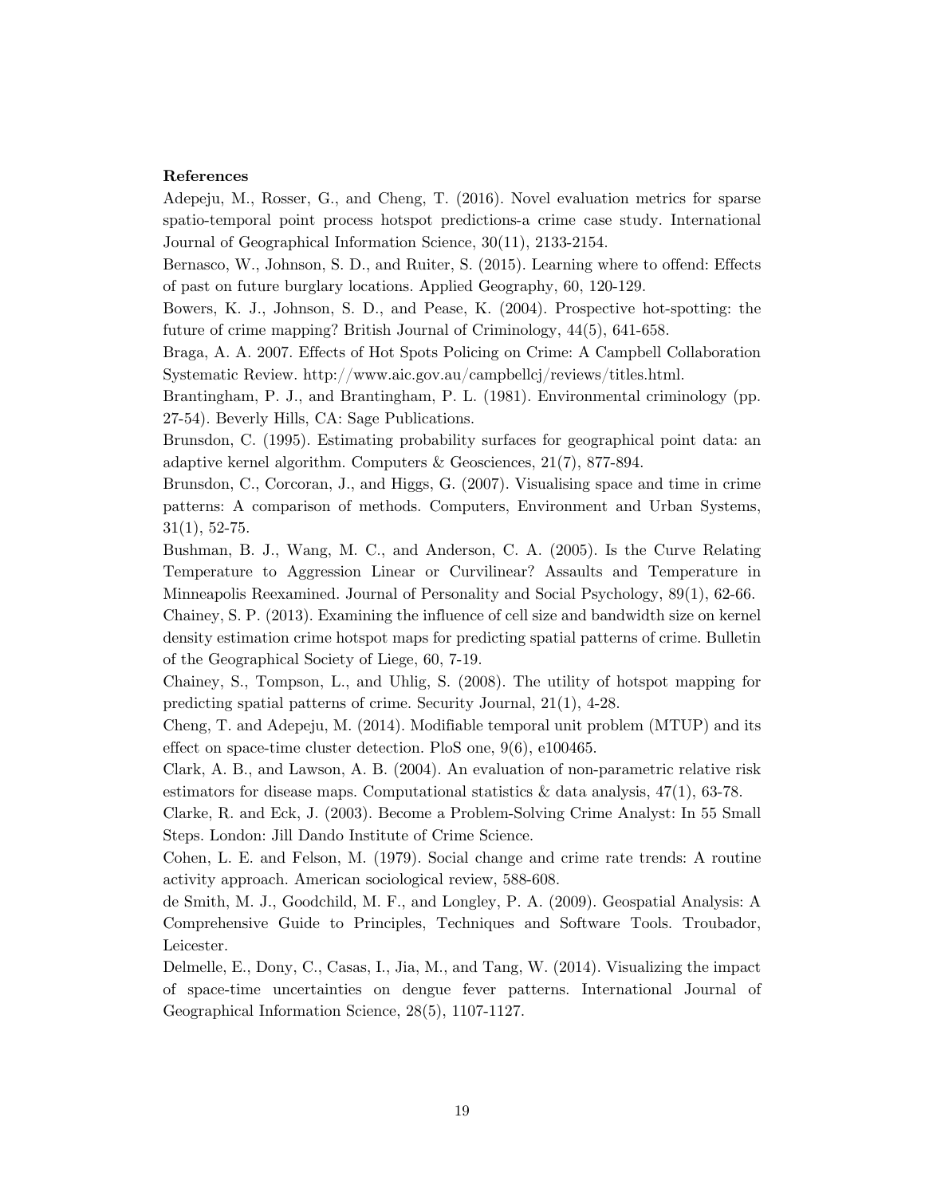**References**

Adepeju, M., Rosser, G., and Cheng, T. (2016). Novel evaluation metrics for sparse spatio-temporal point process hotspot predictions-a crime case study. International Journal of Geographical Information Science, 30(11), 2133-2154.

Bernasco, W., Johnson, S. D., and Ruiter, S. (2015). Learning where to offend: Effects of past on future burglary locations. Applied Geography, 60, 120-129.

Bowers, K. J., Johnson, S. D., and Pease, K. (2004). Prospective hot-spotting: the future of crime mapping? British Journal of Criminology, 44(5), 641-658.

Braga, A. A. 2007. Effects of Hot Spots Policing on Crime: A Campbell Collaboration Systematic Review. http://www.aic.gov.au/campbellcj/reviews/titles.html.

Brantingham, P. J., and Brantingham, P. L. (1981). Environmental criminology (pp. 27-54). Beverly Hills, CA: Sage Publications.

Brunsdon, C. (1995). Estimating probability surfaces for geographical point data: an adaptive kernel algorithm. Computers & Geosciences, 21(7), 877-894.

Brunsdon, C., Corcoran, J., and Higgs, G. (2007). Visualising space and time in crime patterns: A comparison of methods. Computers, Environment and Urban Systems, 31(1), 52-75.

Bushman, B. J., Wang, M. C., and Anderson, C. A. (2005). Is the Curve Relating Temperature to Aggression Linear or Curvilinear? Assaults and Temperature in Minneapolis Reexamined. Journal of Personality and Social Psychology, 89(1), 62-66.

Chainey, S. P. (2013). Examining the influence of cell size and bandwidth size on kernel density estimation crime hotspot maps for predicting spatial patterns of crime. Bulletin of the Geographical Society of Liege, 60, 7-19.

Chainey, S., Tompson, L., and Uhlig, S. (2008). The utility of hotspot mapping for predicting spatial patterns of crime. Security Journal, 21(1), 4-28.

Cheng, T. and Adepeju, M. (2014). Modifiable temporal unit problem (MTUP) and its effect on space-time cluster detection. PloS one, 9(6), e100465.

Clark, A. B., and Lawson, A. B. (2004). An evaluation of non-parametric relative risk estimators for disease maps. Computational statistics & data analysis, 47(1), 63-78.

Clarke, R. and Eck, J. (2003). Become a Problem-Solving Crime Analyst: In 55 Small Steps. London: Jill Dando Institute of Crime Science.

Cohen, L. E. and Felson, M. (1979). Social change and crime rate trends: A routine activity approach. American sociological review, 588-608.

de Smith, M. J., Goodchild, M. F., and Longley, P. A. (2009). Geospatial Analysis: A Comprehensive Guide to Principles, Techniques and Software Tools. Troubador, Leicester.

Delmelle, E., Dony, C., Casas, I., Jia, M., and Tang, W. (2014). Visualizing the impact of space-time uncertainties on dengue fever patterns. International Journal of Geographical Information Science, 28(5), 1107-1127.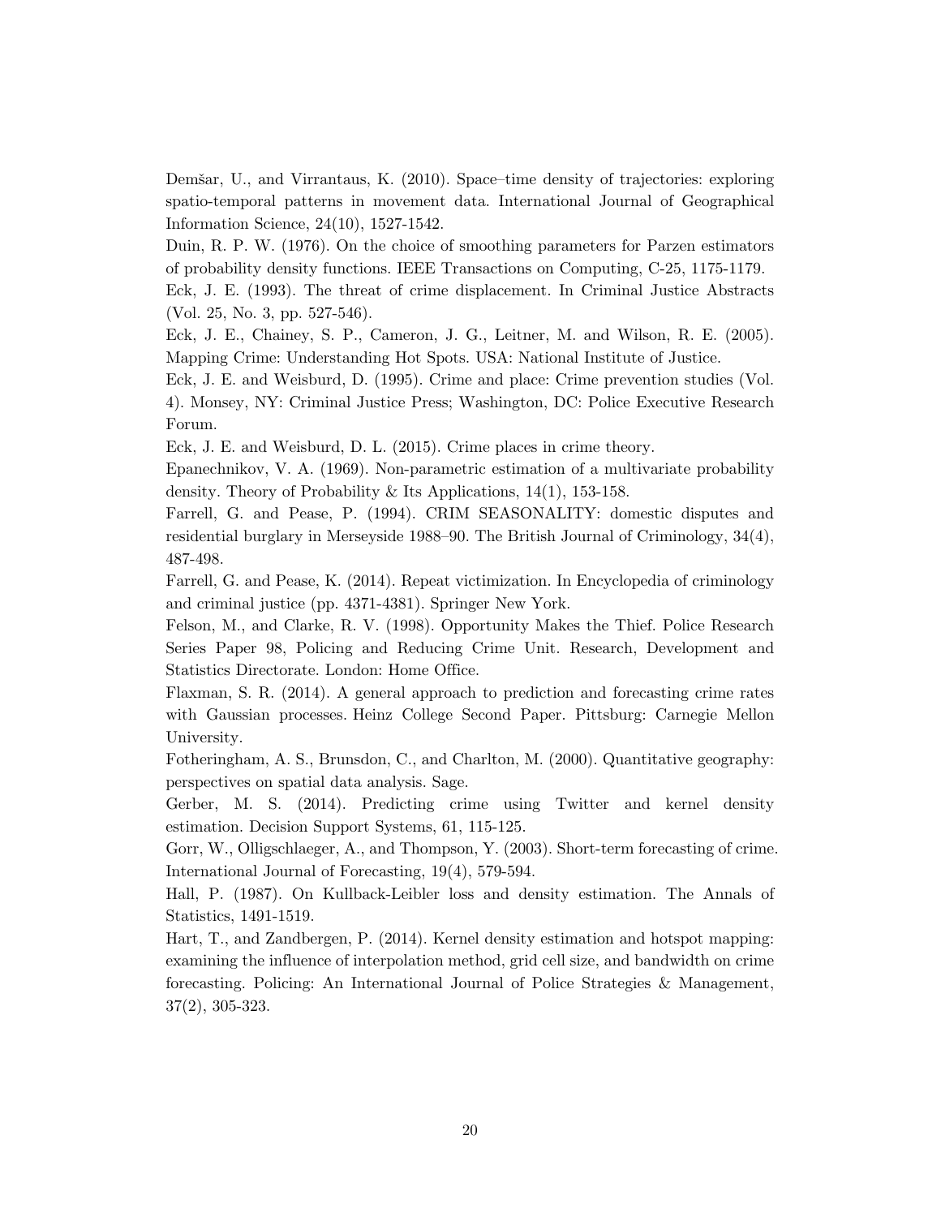Demšar, U., and Virrantaus, K. (2010). Space–time density of trajectories: exploring spatio-temporal patterns in movement data. International Journal of Geographical Information Science, 24(10), 1527-1542.

Duin, R. P. W. (1976). On the choice of smoothing parameters for Parzen estimators of probability density functions. IEEE Transactions on Computing, C-25, 1175-1179.

Eck, J. E. (1993). The threat of crime displacement. In Criminal Justice Abstracts (Vol. 25, No. 3, pp. 527-546).

Eck, J. E., Chainey, S. P., Cameron, J. G., Leitner, M. and Wilson, R. E. (2005). Mapping Crime: Understanding Hot Spots. USA: National Institute of Justice.

Eck, J. E. and Weisburd, D. (1995). Crime and place: Crime prevention studies (Vol. 4). Monsey, NY: Criminal Justice Press; Washington, DC: Police Executive Research Forum.

Eck, J. E. and Weisburd, D. L. (2015). Crime places in crime theory.

Epanechnikov, V. A. (1969). Non-parametric estimation of a multivariate probability density. Theory of Probability & Its Applications, 14(1), 153-158.

Farrell, G. and Pease, P. (1994). CRIM SEASONALITY: domestic disputes and residential burglary in Merseyside 1988–90. The British Journal of Criminology, 34(4), 487-498.

Farrell, G. and Pease, K. (2014). Repeat victimization. In Encyclopedia of criminology and criminal justice (pp. 4371-4381). Springer New York.

Felson, M., and Clarke, R. V. (1998). Opportunity Makes the Thief. Police Research Series Paper 98, Policing and Reducing Crime Unit. Research, Development and Statistics Directorate. London: Home Office.

Flaxman, S. R. (2014). A general approach to prediction and forecasting crime rates with Gaussian processes. Heinz College Second Paper. Pittsburg: Carnegie Mellon University.

Fotheringham, A. S., Brunsdon, C., and Charlton, M. (2000). Quantitative geography: perspectives on spatial data analysis. Sage.

Gerber, M. S. (2014). Predicting crime using Twitter and kernel density estimation. Decision Support Systems, 61, 115-125.

Gorr, W., Olligschlaeger, A., and Thompson, Y. (2003). Short-term forecasting of crime. International Journal of Forecasting, 19(4), 579-594.

Hall, P. (1987). On Kullback-Leibler loss and density estimation. The Annals of Statistics, 1491-1519.

Hart, T., and Zandbergen, P. (2014). Kernel density estimation and hotspot mapping: examining the influence of interpolation method, grid cell size, and bandwidth on crime forecasting. Policing: An International Journal of Police Strategies & Management, 37(2), 305-323.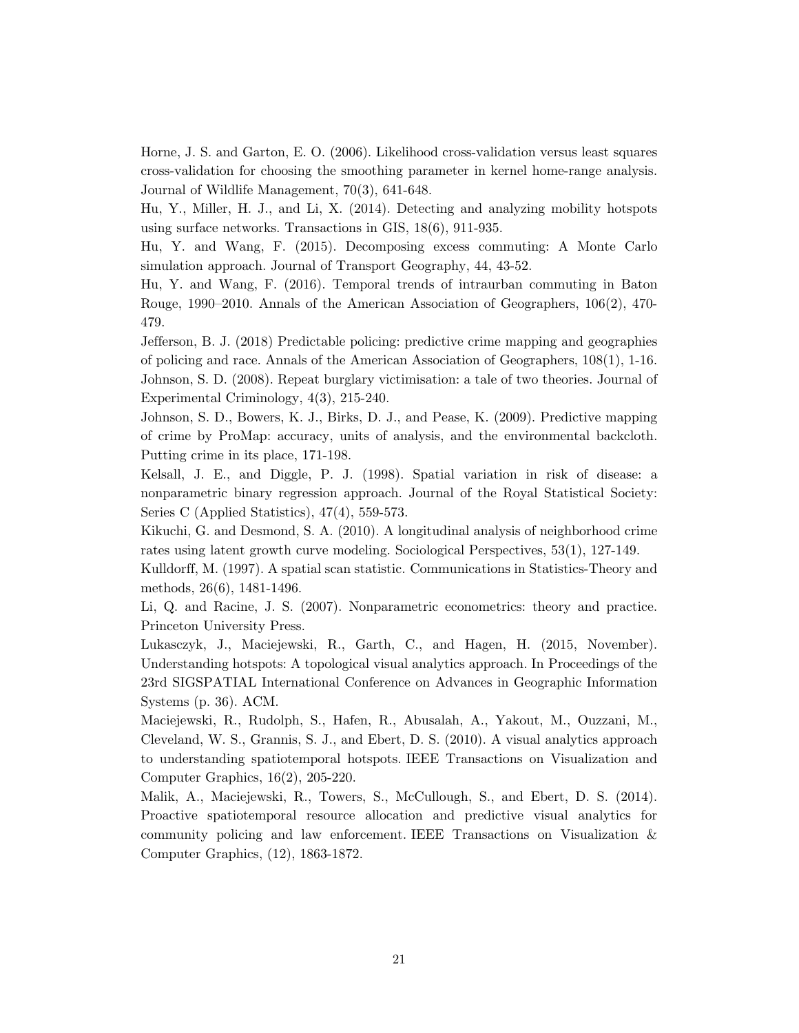Horne, J. S. and Garton, E. O. (2006). Likelihood cross-validation versus least squares cross-validation for choosing the smoothing parameter in kernel home-range analysis. Journal of Wildlife Management, 70(3), 641-648.

Hu, Y., Miller, H. J., and Li, X. (2014). Detecting and analyzing mobility hotspots using surface networks. Transactions in GIS, 18(6), 911-935.

Hu, Y. and Wang, F. (2015). Decomposing excess commuting: A Monte Carlo simulation approach. Journal of Transport Geography, 44, 43-52.

Hu, Y. and Wang, F. (2016). Temporal trends of intraurban commuting in Baton Rouge, 1990–2010. Annals of the American Association of Geographers, 106(2), 470-479.

Jefferson, B. J. (2018) Predictable policing: predictive crime mapping and geographies of policing and race. Annals of the American Association of Geographers, 108(1), 1-16.

Johnson, S. D. (2008). Repeat burglary victimisation: a tale of two theories. Journal of Experimental Criminology, 4(3), 215-240.

Johnson, S. D., Bowers, K. J., Birks, D. J., and Pease, K. (2009). Predictive mapping of crime by ProMap: accuracy, units of analysis, and the environmental backcloth. Putting crime in its place, 171-198.

Kelsall, J. E., and Diggle, P. J. (1998). Spatial variation in risk of disease: a nonparametric binary regression approach. Journal of the Royal Statistical Society: Series C (Applied Statistics), 47(4), 559-573.

Kikuchi, G. and Desmond, S. A. (2010). A longitudinal analysis of neighborhood crime rates using latent growth curve modeling. Sociological Perspectives, 53(1), 127-149.

Kulldorff, M. (1997). A spatial scan statistic. Communications in Statistics-Theory and methods, 26(6), 1481-1496.

Li, Q. and Racine, J. S. (2007). Nonparametric econometrics: theory and practice. Princeton University Press.

Lukasczyk, J., Maciejewski, R., Garth, C., and Hagen, H. (2015, November). Understanding hotspots: A topological visual analytics approach. In Proceedings of the 23rd SIGSPATIAL International Conference on Advances in Geographic Information Systems (p. 36). ACM.

Maciejewski, R., Rudolph, S., Hafen, R., Abusalah, A., Yakout, M., Ouzzani, M., Cleveland, W. S., Grannis, S. J., and Ebert, D. S. (2010). A visual analytics approach to understanding spatiotemporal hotspots. IEEE Transactions on Visualization and Computer Graphics, 16(2), 205-220.

Malik, A., Maciejewski, R., Towers, S., McCullough, S., and Ebert, D. S. (2014). Proactive spatiotemporal resource allocation and predictive visual analytics for community policing and law enforcement. IEEE Transactions on Visualization & Computer Graphics, (12), 1863-1872.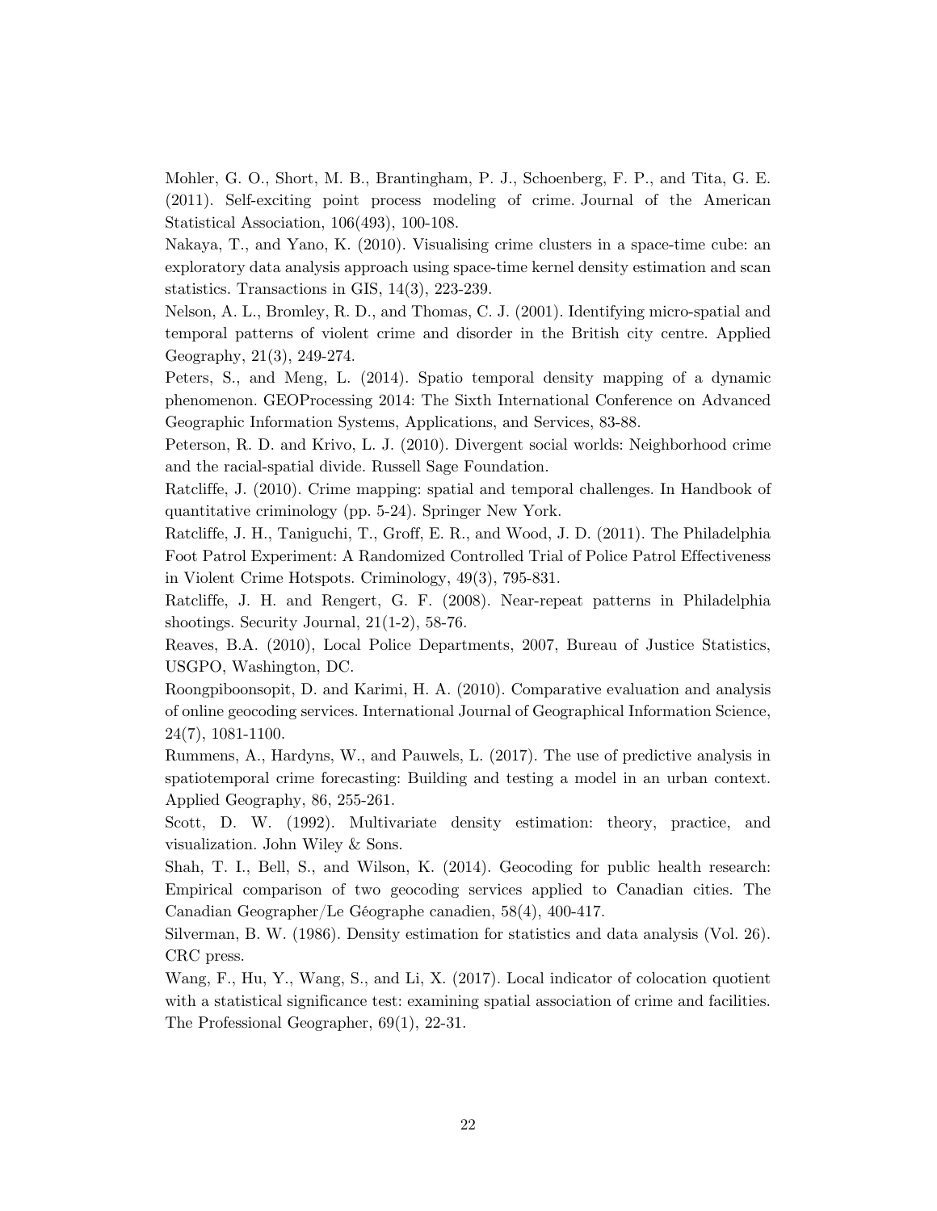Mohler, G. O., Short, M. B., Brantingham, P. J., Schoenberg, F. P., and Tita, G. E. (2011). Self-exciting point process modeling of crime. Journal of the American Statistical Association, 106(493), 100-108.

Nakaya, T., and Yano, K. (2010). Visualising crime clusters in a space-time cube: an exploratory data analysis approach using space-time kernel density estimation and scan statistics. Transactions in GIS, 14(3), 223-239.

Nelson, A. L., Bromley, R. D., and Thomas, C. J. (2001). Identifying micro-spatial and temporal patterns of violent crime and disorder in the British city centre. Applied Geography, 21(3), 249-274.

Peters, S., and Meng, L. (2014). Spatio temporal density mapping of a dynamic phenomenon. GEOProcessing 2014: The Sixth International Conference on Advanced Geographic Information Systems, Applications, and Services, 83-88.

Peterson, R. D. and Krivo, L. J. (2010). Divergent social worlds: Neighborhood crime and the racial-spatial divide. Russell Sage Foundation.

Ratcliffe, J. (2010). Crime mapping: spatial and temporal challenges. In Handbook of quantitative criminology (pp. 5-24). Springer New York.

Ratcliffe, J. H., Taniguchi, T., Groff, E. R., and Wood, J. D. (2011). The Philadelphia Foot Patrol Experiment: A Randomized Controlled Trial of Police Patrol Effectiveness in Violent Crime Hotspots. Criminology, 49(3), 795-831.

Ratcliffe, J. H. and Rengert, G. F. (2008). Near-repeat patterns in Philadelphia shootings. Security Journal, 21(1-2), 58-76.

Reaves, B.A. (2010), Local Police Departments, 2007, Bureau of Justice Statistics, USGPO, Washington, DC.

Roongpiboonsopit, D. and Karimi, H. A. (2010). Comparative evaluation and analysis of online geocoding services. International Journal of Geographical Information Science, 24(7), 1081-1100.

Rummens, A., Hardyns, W., and Pauwels, L. (2017). The use of predictive analysis in spatiotemporal crime forecasting: Building and testing a model in an urban context. Applied Geography, 86, 255-261.

Scott, D. W. (1992). Multivariate density estimation: theory, practice, and visualization. John Wiley & Sons.

Shah, T. I., Bell, S., and Wilson, K. (2014). Geocoding for public health research: Empirical comparison of two geocoding services applied to Canadian cities. The Canadian Geographer/Le Géographe canadien, 58(4), 400-417.

Silverman, B. W. (1986). Density estimation for statistics and data analysis (Vol. 26). CRC press.

Wang, F., Hu, Y., Wang, S., and Li, X. (2017). Local indicator of colocation quotient with a statistical significance test: examining spatial association of crime and facilities. The Professional Geographer, 69(1), 22-31.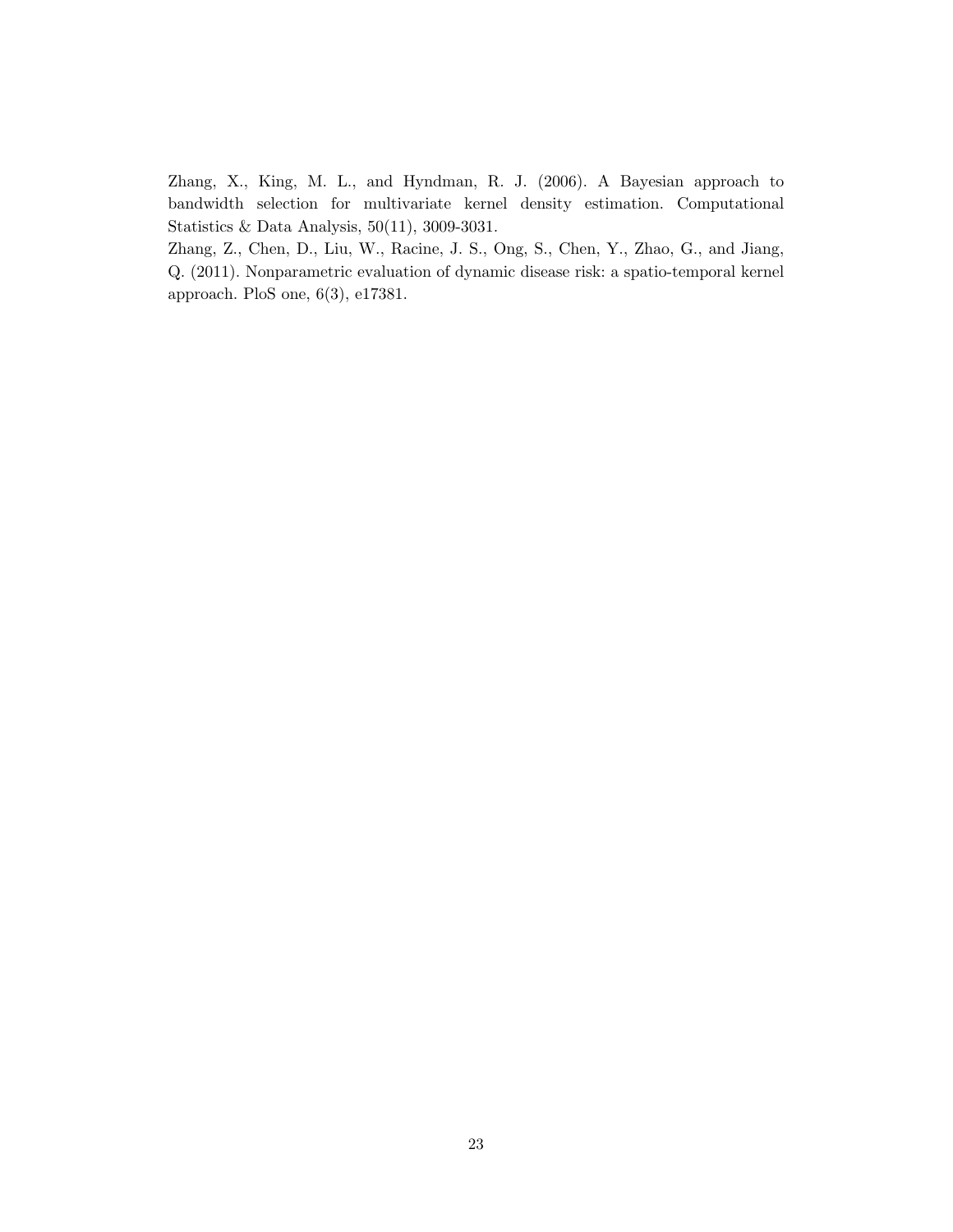Zhang, X., King, M. L., and Hyndman, R. J. (2006). A Bayesian approach to bandwidth selection for multivariate kernel density estimation. Computational Statistics & Data Analysis, 50(11), 3009-3031.

Zhang, Z., Chen, D., Liu, W., Racine, J. S., Ong, S., Chen, Y., Zhao, G., and Jiang, Q. (2011). Nonparametric evaluation of dynamic disease risk: a spatio-temporal kernel approach. PloS one, 6(3), e17381.